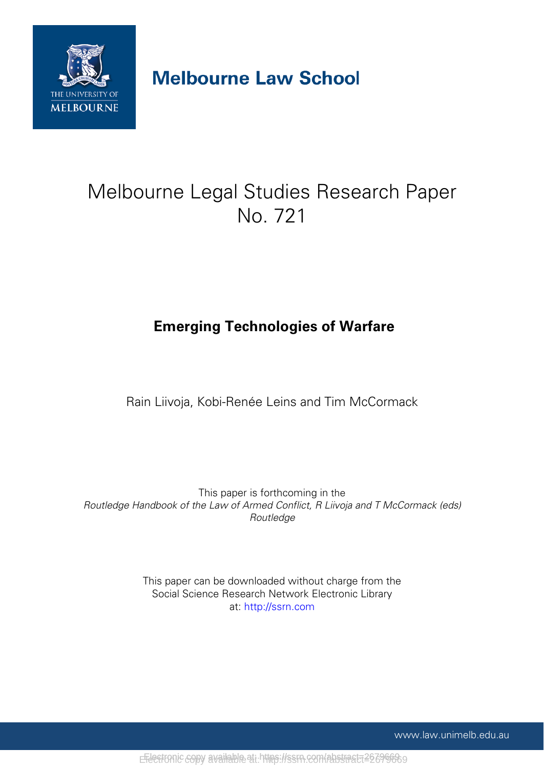Melbourne Law School

# Melbourne Legal Studies Research Paper No. 721

## Emerging Technologies of Warfare

Rain Liivoja, Kobi-Renée Leins and Tim McCormack

This paper is forthcoming in the *Routledge Handbook of the Law of Armed Conflict, R Liivoja and T McCormack (eds) Routledge*

This paper can be downloaded without charge from the Social Science Research Network Electronic Library at: http://ssrn.com

www.law.unimelb.edu.au

Electronic copy available at: http://ssrn.com/abstract=2679669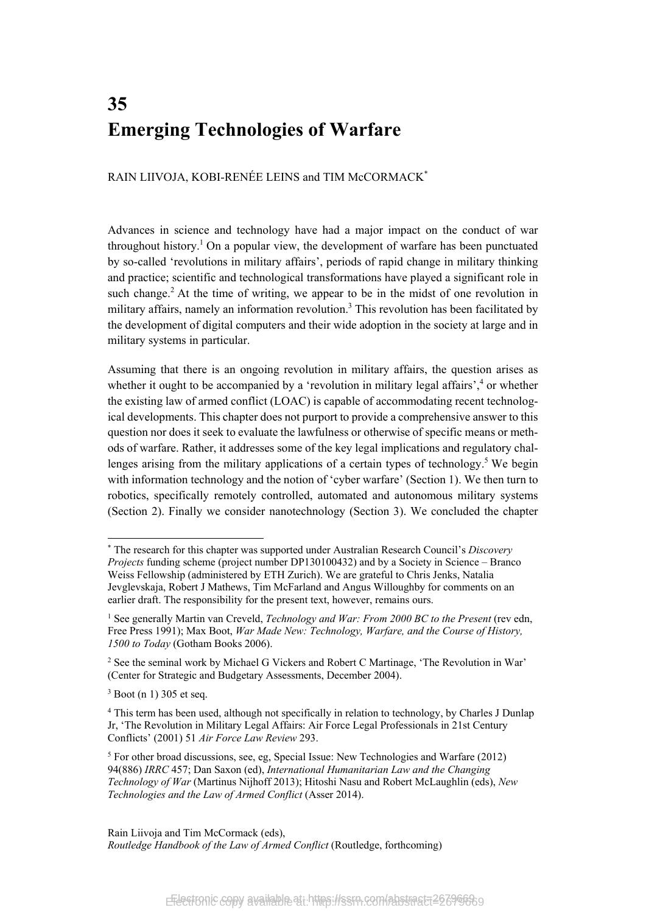# 35
# Emerging Technologies of Warfare

RAIN LIIVOJA, KOBI-RENÉE LEINS and TIM McCORMACK[*]

Advances in science and technology have had a major impact on the conduct of war throughout history.[1] On a popular view, the development of warfare has been punctuated by so-called 'revolutions in military affairs', periods of rapid change in military thinking and practice; scientific and technological transformations have played a significant role in such change.[2] At the time of writing, we appear to be in the midst of one revolution in military affairs, namely an information revolution.[3] This revolution has been facilitated by the development of digital computers and their wide adoption in the society at large and in military systems in particular.

Assuming that there is an ongoing revolution in military affairs, the question arises as whether it ought to be accompanied by a 'revolution in military legal affairs',[4] or whether the existing law of armed conflict (LOAC) is capable of accommodating recent technological developments. This chapter does not purport to provide a comprehensive answer to this question nor does it seek to evaluate the lawfulness or otherwise of specific means or methods of warfare. Rather, it addresses some of the key legal implications and regulatory challenges arising from the military applications of a certain types of technology.[5] We begin with information technology and the notion of 'cyber warfare' (Section 1). We then turn to robotics, specifically remotely controlled, automated and autonomous military systems (Section 2). Finally we consider nanotechnology (Section 3). We concluded the chapter

---

[*] The research for this chapter was supported under Australian Research Council's *Discovery Projects* funding scheme (project number DP130100432) and by a Society in Science – Branco Weiss Fellowship (administered by ETH Zurich). We are grateful to Chris Jenks, Natalia Jevglevskaja, Robert J Mathews, Tim McFarland and Angus Willoughby for comments on an earlier draft. The responsibility for the present text, however, remains ours.

[1] See generally Martin van Creveld, *Technology and War: From 2000 BC to the Present* (rev edn, Free Press 1991); Max Boot, *War Made New: Technology, Warfare, and the Course of History, 1500 to Today* (Gotham Books 2006).

[2] See the seminal work by Michael G Vickers and Robert C Martinage, 'The Revolution in War' (Center for Strategic and Budgetary Assessments, December 2004).

[3] Boot (n 1) 305 et seq.

[4] This term has been used, although not specifically in relation to technology, by Charles J Dunlap Jr, 'The Revolution in Military Legal Affairs: Air Force Legal Professionals in 21st Century Conflicts' (2001) 51 *Air Force Law Review* 293.

[5] For other broad discussions, see, eg, Special Issue: New Technologies and Warfare (2012) 94(886) *IRRC* 457; Dan Saxon (ed), *International Humanitarian Law and the Changing Technology of War* (Martinus Nijhoff 2013); Hitoshi Nasu and Robert McLaughlin (eds), *New Technologies and the Law of Armed Conflict* (Asser 2014).

Rain Liivoja and Tim McCormack (eds),
*Routledge Handbook of the Law of Armed Conflict* (Routledge, forthcoming)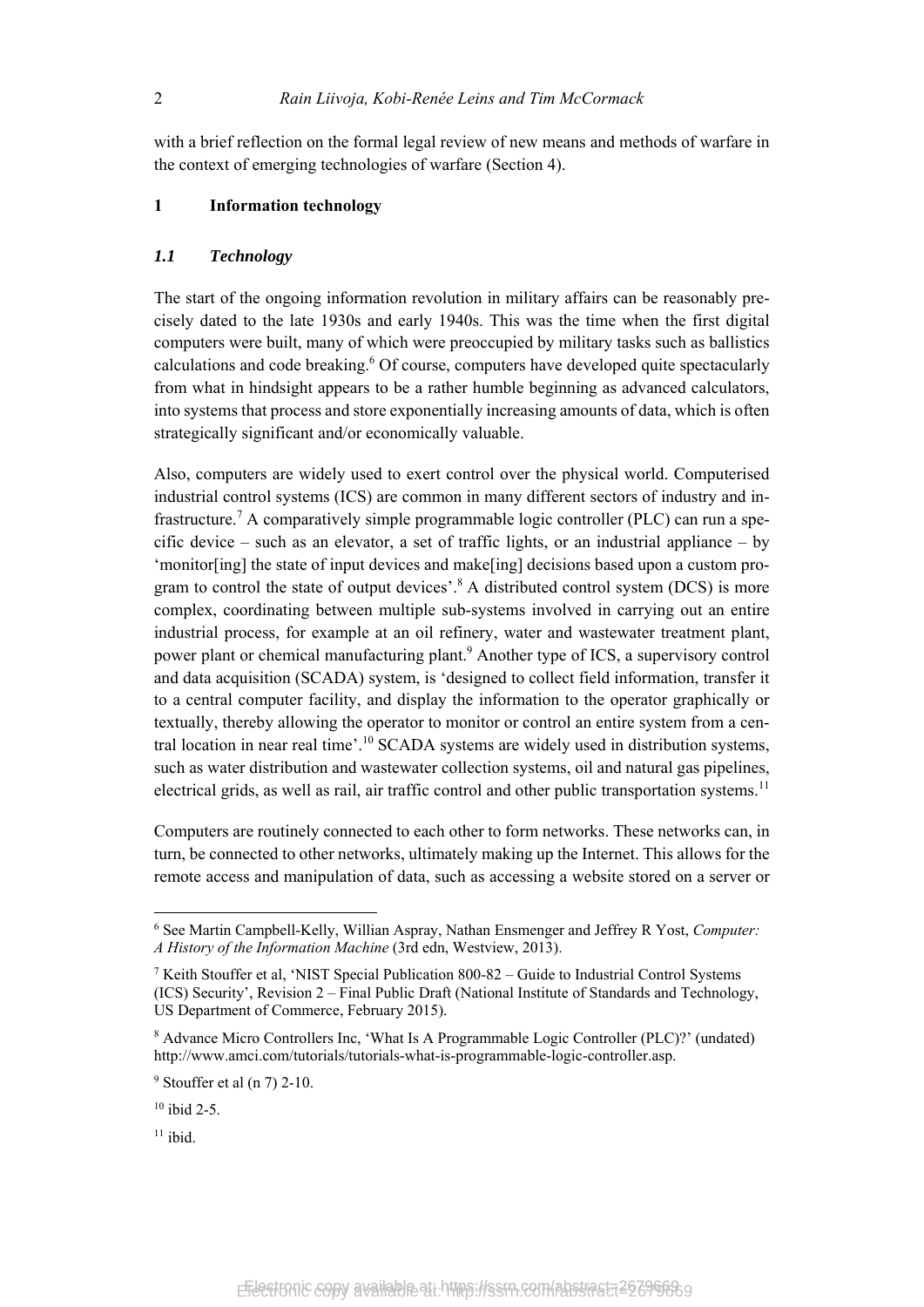with a brief reflection on the formal legal review of new means and methods of warfare in the context of emerging technologies of warfare (Section 4).

## 1 Information technology

### *1.1 Technology*

The start of the ongoing information revolution in military affairs can be reasonably precisely dated to the late 1930s and early 1940s. This was the time when the first digital computers were built, many of which were preoccupied by military tasks such as ballistics calculations and code breaking.[6] Of course, computers have developed quite spectacularly from what in hindsight appears to be a rather humble beginning as advanced calculators, into systems that process and store exponentially increasing amounts of data, which is often strategically significant and/or economically valuable.

Also, computers are widely used to exert control over the physical world. Computerised industrial control systems (ICS) are common in many different sectors of industry and infrastructure.[7] A comparatively simple programmable logic controller (PLC) can run a specific device – such as an elevator, a set of traffic lights, or an industrial appliance – by 'monitor[ing] the state of input devices and make[ing] decisions based upon a custom program to control the state of output devices'.[8] A distributed control system (DCS) is more complex, coordinating between multiple sub-systems involved in carrying out an entire industrial process, for example at an oil refinery, water and wastewater treatment plant, power plant or chemical manufacturing plant.[9] Another type of ICS, a supervisory control and data acquisition (SCADA) system, is 'designed to collect field information, transfer it to a central computer facility, and display the information to the operator graphically or textually, thereby allowing the operator to monitor or control an entire system from a central location in near real time'.[10] SCADA systems are widely used in distribution systems, such as water distribution and wastewater collection systems, oil and natural gas pipelines, electrical grids, as well as rail, air traffic control and other public transportation systems.[11]

Computers are routinely connected to each other to form networks. These networks can, in turn, be connected to other networks, ultimately making up the Internet. This allows for the remote access and manipulation of data, such as accessing a website stored on a server or

---

[6] See Martin Campbell-Kelly, Willian Aspray, Nathan Ensmenger and Jeffrey R Yost, *Computer: A History of the Information Machine* (3rd edn, Westview, 2013).

[7] Keith Stouffer et al, 'NIST Special Publication 800-82 – Guide to Industrial Control Systems (ICS) Security', Revision 2 – Final Public Draft (National Institute of Standards and Technology, US Department of Commerce, February 2015).

[8] Advance Micro Controllers Inc, 'What Is A Programmable Logic Controller (PLC)?' (undated) http://www.amci.com/tutorials/tutorials-what-is-programmable-logic-controller.asp.

[9] Stouffer et al (n 7) 2-10.

[10] ibid 2-5.

[11] ibid.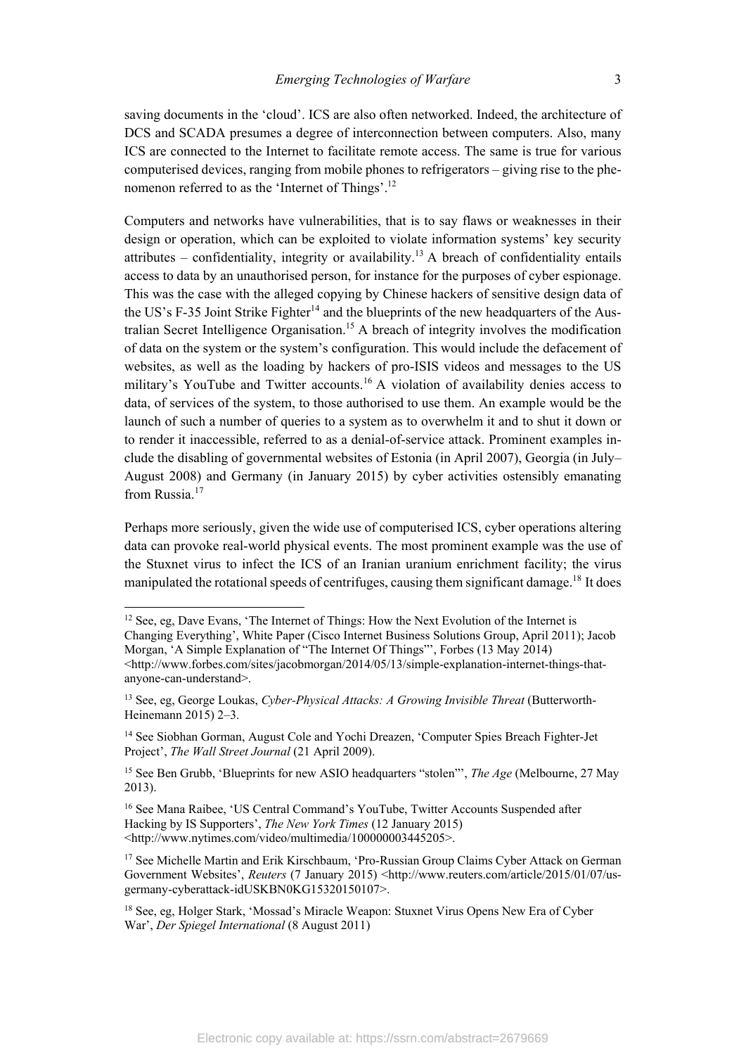saving documents in the 'cloud'. ICS are also often networked. Indeed, the architecture of DCS and SCADA presumes a degree of interconnection between computers. Also, many ICS are connected to the Internet to facilitate remote access. The same is true for various computerised devices, ranging from mobile phones to refrigerators – giving rise to the phenomenon referred to as the 'Internet of Things'.[12]

Computers and networks have vulnerabilities, that is to say flaws or weaknesses in their design or operation, which can be exploited to violate information systems' key security attributes – confidentiality, integrity or availability.[13] A breach of confidentiality entails access to data by an unauthorised person, for instance for the purposes of cyber espionage. This was the case with the alleged copying by Chinese hackers of sensitive design data of the US's F-35 Joint Strike Fighter[14] and the blueprints of the new headquarters of the Australian Secret Intelligence Organisation.[15] A breach of integrity involves the modification of data on the system or the system's configuration. This would include the defacement of websites, as well as the loading by hackers of pro-ISIS videos and messages to the US military's YouTube and Twitter accounts.[16] A violation of availability denies access to data, of services of the system, to those authorised to use them. An example would be the launch of such a number of queries to a system as to overwhelm it and to shut it down or to render it inaccessible, referred to as a denial-of-service attack. Prominent examples include the disabling of governmental websites of Estonia (in April 2007), Georgia (in July–August 2008) and Germany (in January 2015) by cyber activities ostensibly emanating from Russia.[17]

Perhaps more seriously, given the wide use of computerised ICS, cyber operations altering data can provoke real-world physical events. The most prominent example was the use of the Stuxnet virus to infect the ICS of an Iranian uranium enrichment facility; the virus manipulated the rotational speeds of centrifuges, causing them significant damage.[18] It does

---

[12] See, eg, Dave Evans, 'The Internet of Things: How the Next Evolution of the Internet is Changing Everything', White Paper (Cisco Internet Business Solutions Group, April 2011); Jacob Morgan, 'A Simple Explanation of "The Internet Of Things"', Forbes (13 May 2014) <http://www.forbes.com/sites/jacobmorgan/2014/05/13/simple-explanation-internet-things-that-anyone-can-understand>.

[13] See, eg, George Loukas, *Cyber-Physical Attacks: A Growing Invisible Threat* (Butterworth-Heinemann 2015) 2–3.

[14] See Siobhan Gorman, August Cole and Yochi Dreazen, 'Computer Spies Breach Fighter-Jet Project', *The Wall Street Journal* (21 April 2009).

[15] See Ben Grubb, 'Blueprints for new ASIO headquarters "stolen"', *The Age* (Melbourne, 27 May 2013).

[16] See Mana Raibee, 'US Central Command's YouTube, Twitter Accounts Suspended after Hacking by IS Supporters', *The New York Times* (12 January 2015) <http://www.nytimes.com/video/multimedia/100000003445205>.

[17] See Michelle Martin and Erik Kirschbaum, 'Pro-Russian Group Claims Cyber Attack on German Government Websites', *Reuters* (7 January 2015) <http://www.reuters.com/article/2015/01/07/us-germany-cyberattack-idUSKBN0KG15320150107>.

[18] See, eg, Holger Stark, 'Mossad's Miracle Weapon: Stuxnet Virus Opens New Era of Cyber War', *Der Spiegel International* (8 August 2011)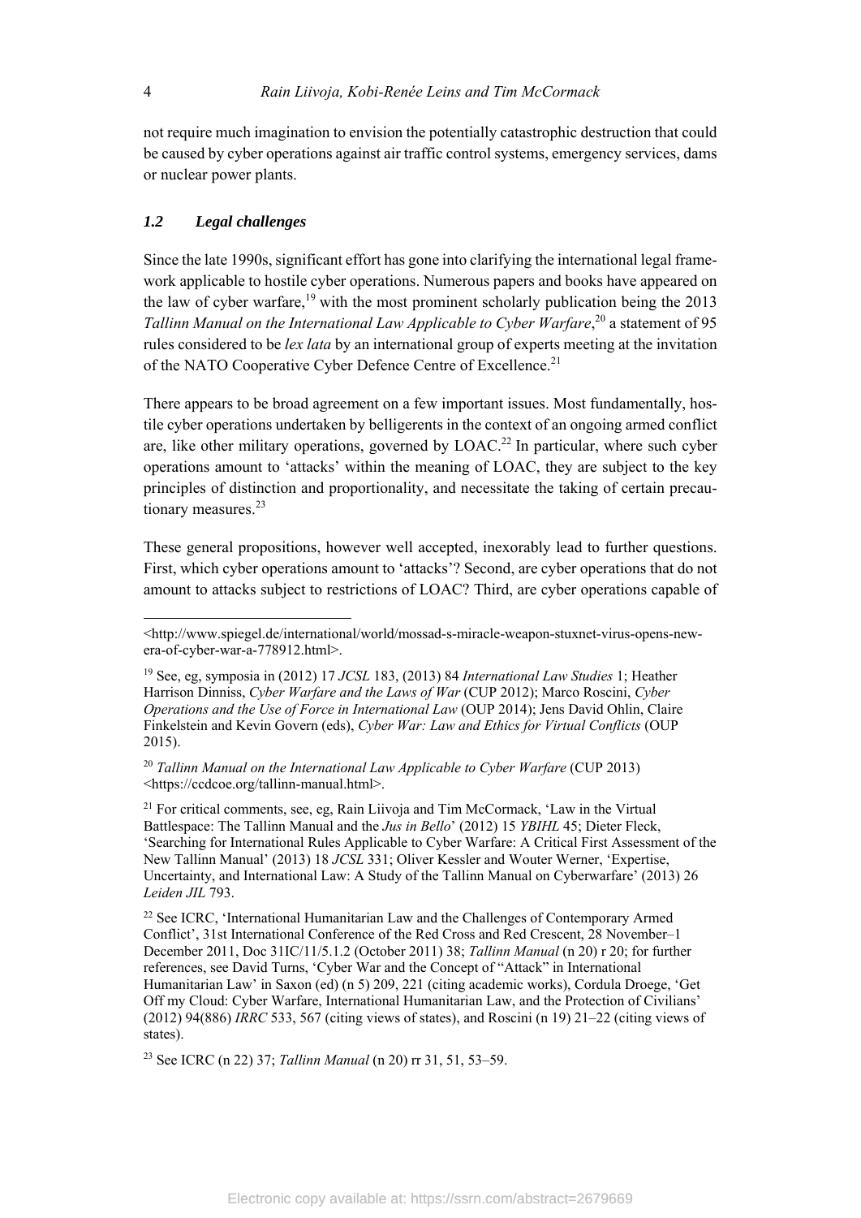not require much imagination to envision the potentially catastrophic destruction that could be caused by cyber operations against air traffic control systems, emergency services, dams or nuclear power plants.

### *1.2 Legal challenges*

Since the late 1990s, significant effort has gone into clarifying the international legal framework applicable to hostile cyber operations. Numerous papers and books have appeared on the law of cyber warfare,[19] with the most prominent scholarly publication being the 2013 *Tallinn Manual on the International Law Applicable to Cyber Warfare*,[20] a statement of 95 rules considered to be *lex lata* by an international group of experts meeting at the invitation of the NATO Cooperative Cyber Defence Centre of Excellence.[21]

There appears to be broad agreement on a few important issues. Most fundamentally, hostile cyber operations undertaken by belligerents in the context of an ongoing armed conflict are, like other military operations, governed by LOAC.[22] In particular, where such cyber operations amount to 'attacks' within the meaning of LOAC, they are subject to the key principles of distinction and proportionality, and necessitate the taking of certain precautionary measures.[23]

These general propositions, however well accepted, inexorably lead to further questions. First, which cyber operations amount to 'attacks'? Second, are cyber operations that do not amount to attacks subject to restrictions of LOAC? Third, are cyber operations capable of

---

<http://www.spiegel.de/international/world/mossad-s-miracle-weapon-stuxnet-virus-opens-new-era-of-cyber-war-a-778912.html>.

[19] See, eg, symposia in (2012) 17 *JCSL* 183, (2013) 84 *International Law Studies* 1; Heather Harrison Dinniss, *Cyber Warfare and the Laws of War* (CUP 2012); Marco Roscini, *Cyber Operations and the Use of Force in International Law* (OUP 2014); Jens David Ohlin, Claire Finkelstein and Kevin Govern (eds), *Cyber War: Law and Ethics for Virtual Conflicts* (OUP 2015).

[20] *Tallinn Manual on the International Law Applicable to Cyber Warfare* (CUP 2013) <https://ccdcoe.org/tallinn-manual.html>.

[21] For critical comments, see, eg, Rain Liivoja and Tim McCormack, 'Law in the Virtual Battlespace: The Tallinn Manual and the *Jus in Bello*' (2012) 15 *YBIHL* 45; Dieter Fleck, 'Searching for International Rules Applicable to Cyber Warfare: A Critical First Assessment of the New Tallinn Manual' (2013) 18 *JCSL* 331; Oliver Kessler and Wouter Werner, 'Expertise, Uncertainty, and International Law: A Study of the Tallinn Manual on Cyberwarfare' (2013) 26 *Leiden JIL* 793.

[22] See ICRC, 'International Humanitarian Law and the Challenges of Contemporary Armed Conflict', 31st International Conference of the Red Cross and Red Crescent, 28 November–1 December 2011, Doc 31IC/11/5.1.2 (October 2011) 38; *Tallinn Manual* (n 20) r 20; for further references, see David Turns, 'Cyber War and the Concept of "Attack" in International Humanitarian Law' in Saxon (ed) (n 5) 209, 221 (citing academic works), Cordula Droege, 'Get Off my Cloud: Cyber Warfare, International Humanitarian Law, and the Protection of Civilians' (2012) 94(886) *IRRC* 533, 567 (citing views of states), and Roscini (n 19) 21–22 (citing views of states).

[23] See ICRC (n 22) 37; *Tallinn Manual* (n 20) rr 31, 51, 53–59.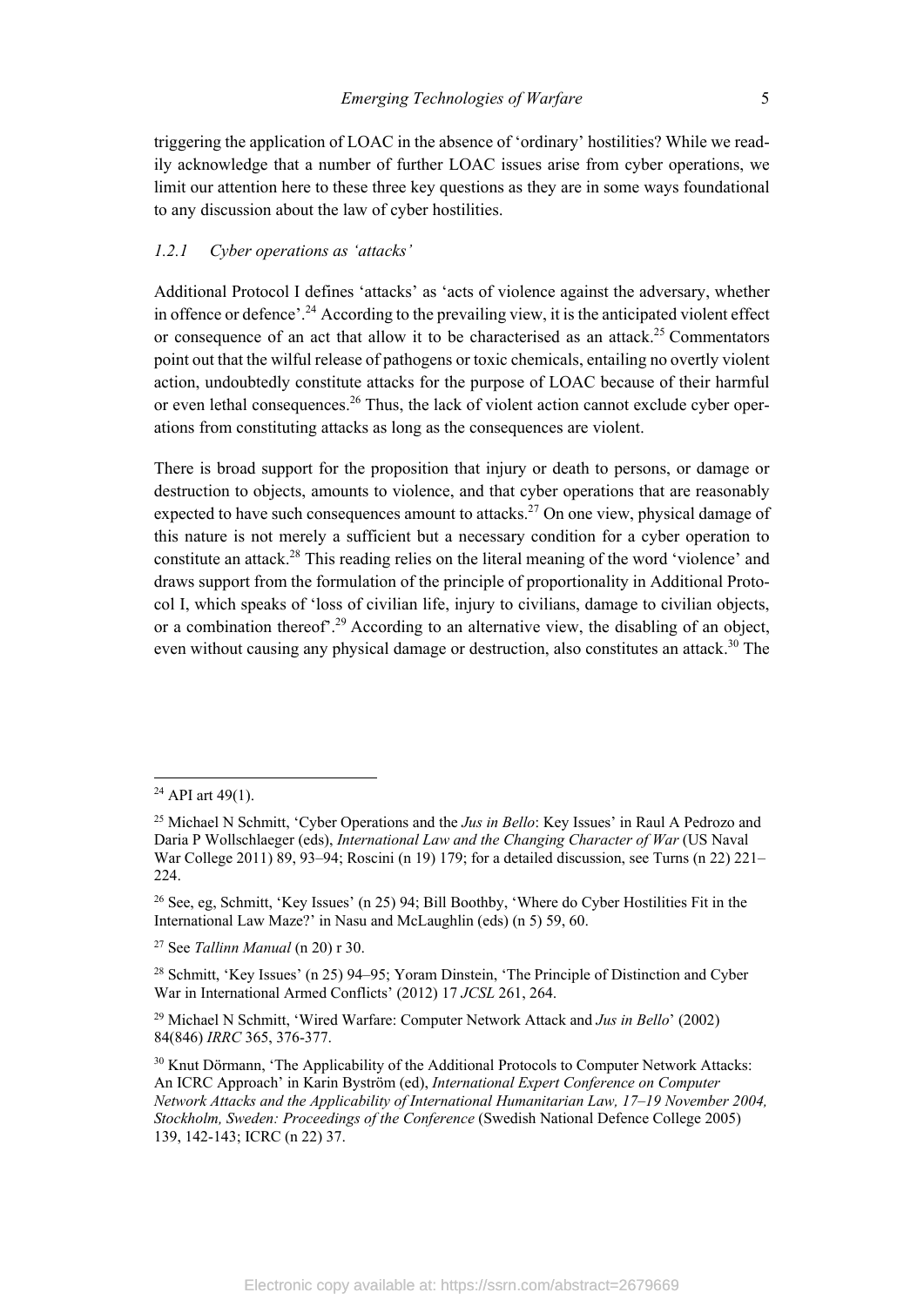triggering the application of LOAC in the absence of 'ordinary' hostilities? While we readily acknowledge that a number of further LOAC issues arise from cyber operations, we limit our attention here to these three key questions as they are in some ways foundational to any discussion about the law of cyber hostilities.

### *1.2.1 Cyber operations as 'attacks'*

Additional Protocol I defines 'attacks' as 'acts of violence against the adversary, whether in offence or defence'.[24] According to the prevailing view, it is the anticipated violent effect or consequence of an act that allow it to be characterised as an attack.[25] Commentators point out that the wilful release of pathogens or toxic chemicals, entailing no overtly violent action, undoubtedly constitute attacks for the purpose of LOAC because of their harmful or even lethal consequences.[26] Thus, the lack of violent action cannot exclude cyber operations from constituting attacks as long as the consequences are violent.

There is broad support for the proposition that injury or death to persons, or damage or destruction to objects, amounts to violence, and that cyber operations that are reasonably expected to have such consequences amount to attacks.[27] On one view, physical damage of this nature is not merely a sufficient but a necessary condition for a cyber operation to constitute an attack.[28] This reading relies on the literal meaning of the word 'violence' and draws support from the formulation of the principle of proportionality in Additional Protocol I, which speaks of 'loss of civilian life, injury to civilians, damage to civilian objects, or a combination thereof'.[29] According to an alternative view, the disabling of an object, even without causing any physical damage or destruction, also constitutes an attack.[30] The

---

[24] API art 49(1).

[25] Michael N Schmitt, 'Cyber Operations and the *Jus in Bello*: Key Issues' in Raul A Pedrozo and Daria P Wollschlaeger (eds), *International Law and the Changing Character of War* (US Naval War College 2011) 89, 93–94; Roscini (n 19) 179; for a detailed discussion, see Turns (n 22) 221–224.

[26] See, eg, Schmitt, 'Key Issues' (n 25) 94; Bill Boothby, 'Where do Cyber Hostilities Fit in the International Law Maze?' in Nasu and McLaughlin (eds) (n 5) 59, 60.

[27] See *Tallinn Manual* (n 20) r 30.

[28] Schmitt, 'Key Issues' (n 25) 94–95; Yoram Dinstein, 'The Principle of Distinction and Cyber War in International Armed Conflicts' (2012) 17 *JCSL* 261, 264.

[29] Michael N Schmitt, 'Wired Warfare: Computer Network Attack and *Jus in Bello*' (2002) 84(846) *IRRC* 365, 376-377.

[30] Knut Dörmann, 'The Applicability of the Additional Protocols to Computer Network Attacks: An ICRC Approach' in Karin Byström (ed), *International Expert Conference on Computer Network Attacks and the Applicability of International Humanitarian Law, 17–19 November 2004, Stockholm, Sweden: Proceedings of the Conference* (Swedish National Defence College 2005) 139, 142-143; ICRC (n 22) 37.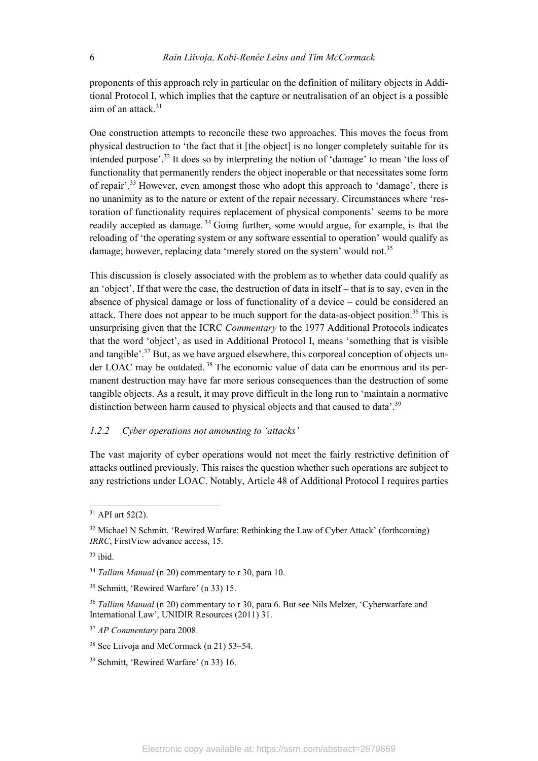proponents of this approach rely in particular on the definition of military objects in Additional Protocol I, which implies that the capture or neutralisation of an object is a possible aim of an attack.[31]

One construction attempts to reconcile these two approaches. This moves the focus from physical destruction to 'the fact that it [the object] is no longer completely suitable for its intended purpose'.[32] It does so by interpreting the notion of 'damage' to mean 'the loss of functionality that permanently renders the object inoperable or that necessitates some form of repair'.[33] However, even amongst those who adopt this approach to 'damage', there is no unanimity as to the nature or extent of the repair necessary. Circumstances where 'restoration of functionality requires replacement of physical components' seems to be more readily accepted as damage.[34] Going further, some would argue, for example, is that the reloading of 'the operating system or any software essential to operation' would qualify as damage; however, replacing data 'merely stored on the system' would not.[35]

This discussion is closely associated with the problem as to whether data could qualify as an 'object'. If that were the case, the destruction of data in itself – that is to say, even in the absence of physical damage or loss of functionality of a device – could be considered an attack. There does not appear to be much support for the data-as-object position.[36] This is unsurprising given that the ICRC *Commentary* to the 1977 Additional Protocols indicates that the word 'object', as used in Additional Protocol I, means 'something that is visible and tangible'.[37] But, as we have argued elsewhere, this corporeal conception of objects under LOAC may be outdated.[38] The economic value of data can be enormous and its permanent destruction may have far more serious consequences than the destruction of some tangible objects. As a result, it may prove difficult in the long run to 'maintain a normative distinction between harm caused to physical objects and that caused to data'.[39]

### *1.2.2 Cyber operations not amounting to 'attacks'*

The vast majority of cyber operations would not meet the fairly restrictive definition of attacks outlined previously. This raises the question whether such operations are subject to any restrictions under LOAC. Notably, Article 48 of Additional Protocol I requires parties

---

[31] API art 52(2).

[32] Michael N Schmitt, 'Rewired Warfare: Rethinking the Law of Cyber Attack' (forthcoming) *IRRC*, FirstView advance access, 15.

[33] ibid.

[34] *Tallinn Manual* (n 20) commentary to r 30, para 10.

[35] Schmitt, 'Rewired Warfare' (n 33) 15.

[36] *Tallinn Manual* (n 20) commentary to r 30, para 6. But see Nils Melzer, 'Cyberwarfare and International Law', UNIDIR Resources (2011) 31.

[37] *AP Commentary* para 2008.

[38] See Liivoja and McCormack (n 21) 53–54.

[39] Schmitt, 'Rewired Warfare' (n 33) 16.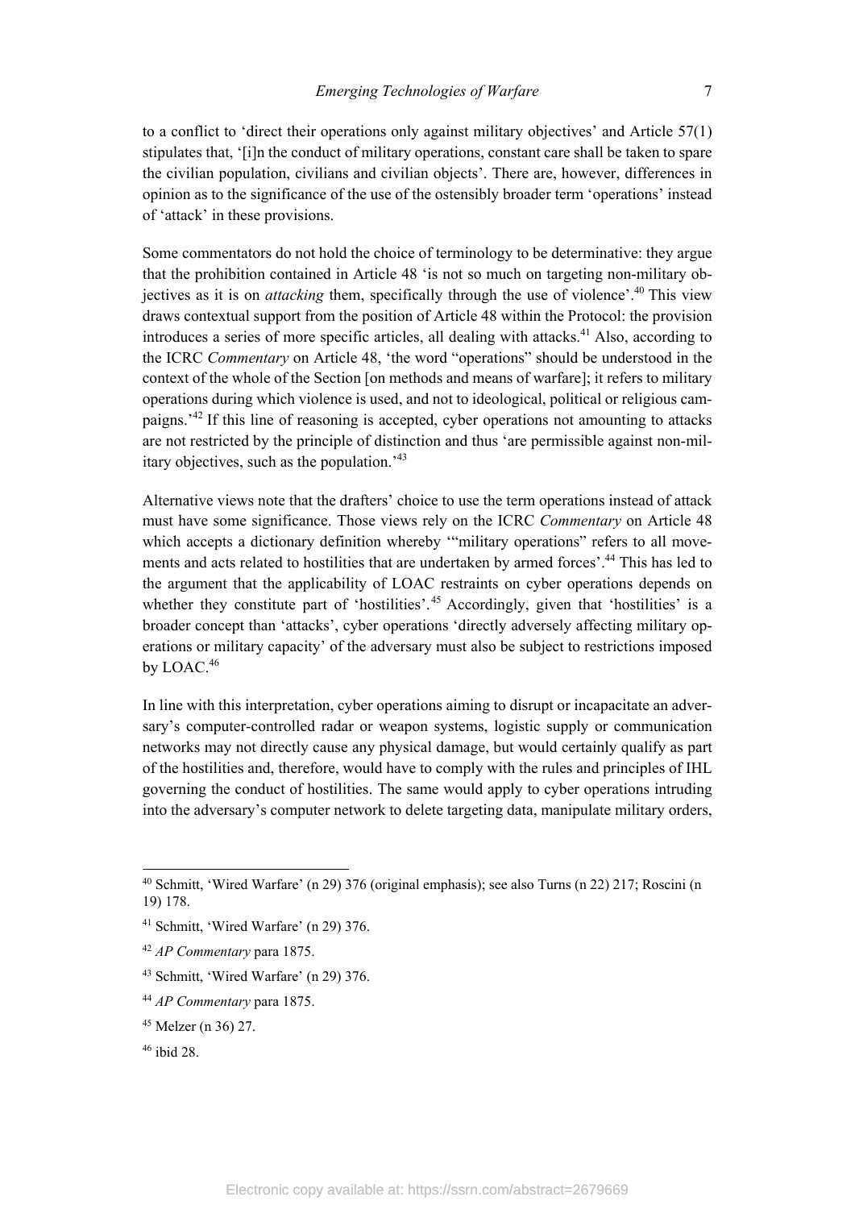to a conflict to 'direct their operations only against military objectives' and Article 57(1) stipulates that, '[i]n the conduct of military operations, constant care shall be taken to spare the civilian population, civilians and civilian objects'. There are, however, differences in opinion as to the significance of the use of the ostensibly broader term 'operations' instead of 'attack' in these provisions.

Some commentators do not hold the choice of terminology to be determinative: they argue that the prohibition contained in Article 48 'is not so much on targeting non-military objectives as it is on *attacking* them, specifically through the use of violence'.[40] This view draws contextual support from the position of Article 48 within the Protocol: the provision introduces a series of more specific articles, all dealing with attacks.[41] Also, according to the ICRC *Commentary* on Article 48, 'the word "operations" should be understood in the context of the whole of the Section [on methods and means of warfare]; it refers to military operations during which violence is used, and not to ideological, political or religious campaigns.'[42] If this line of reasoning is accepted, cyber operations not amounting to attacks are not restricted by the principle of distinction and thus 'are permissible against non-military objectives, such as the population.'[43]

Alternative views note that the drafters' choice to use the term operations instead of attack must have some significance. Those views rely on the ICRC *Commentary* on Article 48 which accepts a dictionary definition whereby '"military operations" refers to all movements and acts related to hostilities that are undertaken by armed forces'.[44] This has led to the argument that the applicability of LOAC restraints on cyber operations depends on whether they constitute part of 'hostilities'.[45] Accordingly, given that 'hostilities' is a broader concept than 'attacks', cyber operations 'directly adversely affecting military operations or military capacity' of the adversary must also be subject to restrictions imposed by LOAC.[46]

In line with this interpretation, cyber operations aiming to disrupt or incapacitate an adversary's computer-controlled radar or weapon systems, logistic supply or communication networks may not directly cause any physical damage, but would certainly qualify as part of the hostilities and, therefore, would have to comply with the rules and principles of IHL governing the conduct of hostilities. The same would apply to cyber operations intruding into the adversary's computer network to delete targeting data, manipulate military orders,

---

[40] Schmitt, 'Wired Warfare' (n 29) 376 (original emphasis); see also Turns (n 22) 217; Roscini (n 19) 178.

[41] Schmitt, 'Wired Warfare' (n 29) 376.

[42] *AP Commentary* para 1875.

[43] Schmitt, 'Wired Warfare' (n 29) 376.

[44] *AP Commentary* para 1875.

[45] Melzer (n 36) 27.

[46] ibid 28.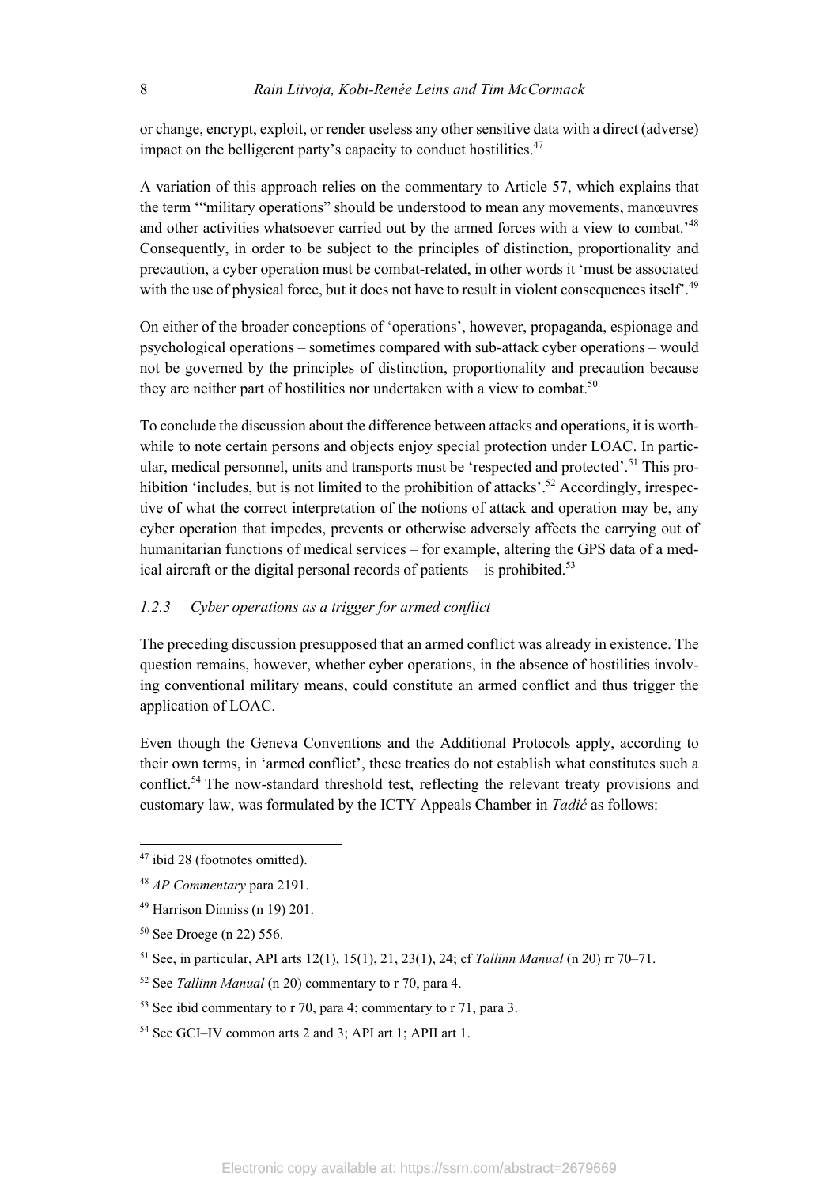or change, encrypt, exploit, or render useless any other sensitive data with a direct (adverse) impact on the belligerent party's capacity to conduct hostilities.[47]

A variation of this approach relies on the commentary to Article 57, which explains that the term '"military operations" should be understood to mean any movements, manœuvres and other activities whatsoever carried out by the armed forces with a view to combat.'[48] Consequently, in order to be subject to the principles of distinction, proportionality and precaution, a cyber operation must be combat-related, in other words it 'must be associated with the use of physical force, but it does not have to result in violent consequences itself'.[49]

On either of the broader conceptions of 'operations', however, propaganda, espionage and psychological operations – sometimes compared with sub-attack cyber operations – would not be governed by the principles of distinction, proportionality and precaution because they are neither part of hostilities nor undertaken with a view to combat.[50]

To conclude the discussion about the difference between attacks and operations, it is worthwhile to note certain persons and objects enjoy special protection under LOAC. In particular, medical personnel, units and transports must be 'respected and protected'.[51] This prohibition 'includes, but is not limited to the prohibition of attacks'.[52] Accordingly, irrespective of what the correct interpretation of the notions of attack and operation may be, any cyber operation that impedes, prevents or otherwise adversely affects the carrying out of humanitarian functions of medical services – for example, altering the GPS data of a medical aircraft or the digital personal records of patients – is prohibited.[53]

### *1.2.3 Cyber operations as a trigger for armed conflict*

The preceding discussion presupposed that an armed conflict was already in existence. The question remains, however, whether cyber operations, in the absence of hostilities involving conventional military means, could constitute an armed conflict and thus trigger the application of LOAC.

Even though the Geneva Conventions and the Additional Protocols apply, according to their own terms, in 'armed conflict', these treaties do not establish what constitutes such a conflict.[54] The now-standard threshold test, reflecting the relevant treaty provisions and customary law, was formulated by the ICTY Appeals Chamber in *Tadić* as follows:

---

[47] ibid 28 (footnotes omitted).

[48] *AP Commentary* para 2191.

[49] Harrison Dinniss (n 19) 201.

[50] See Droege (n 22) 556.

[51] See, in particular, API arts 12(1), 15(1), 21, 23(1), 24; cf *Tallinn Manual* (n 20) rr 70–71.

[52] See *Tallinn Manual* (n 20) commentary to r 70, para 4.

[53] See ibid commentary to r 70, para 4; commentary to r 71, para 3.

[54] See GCI–IV common arts 2 and 3; API art 1; APII art 1.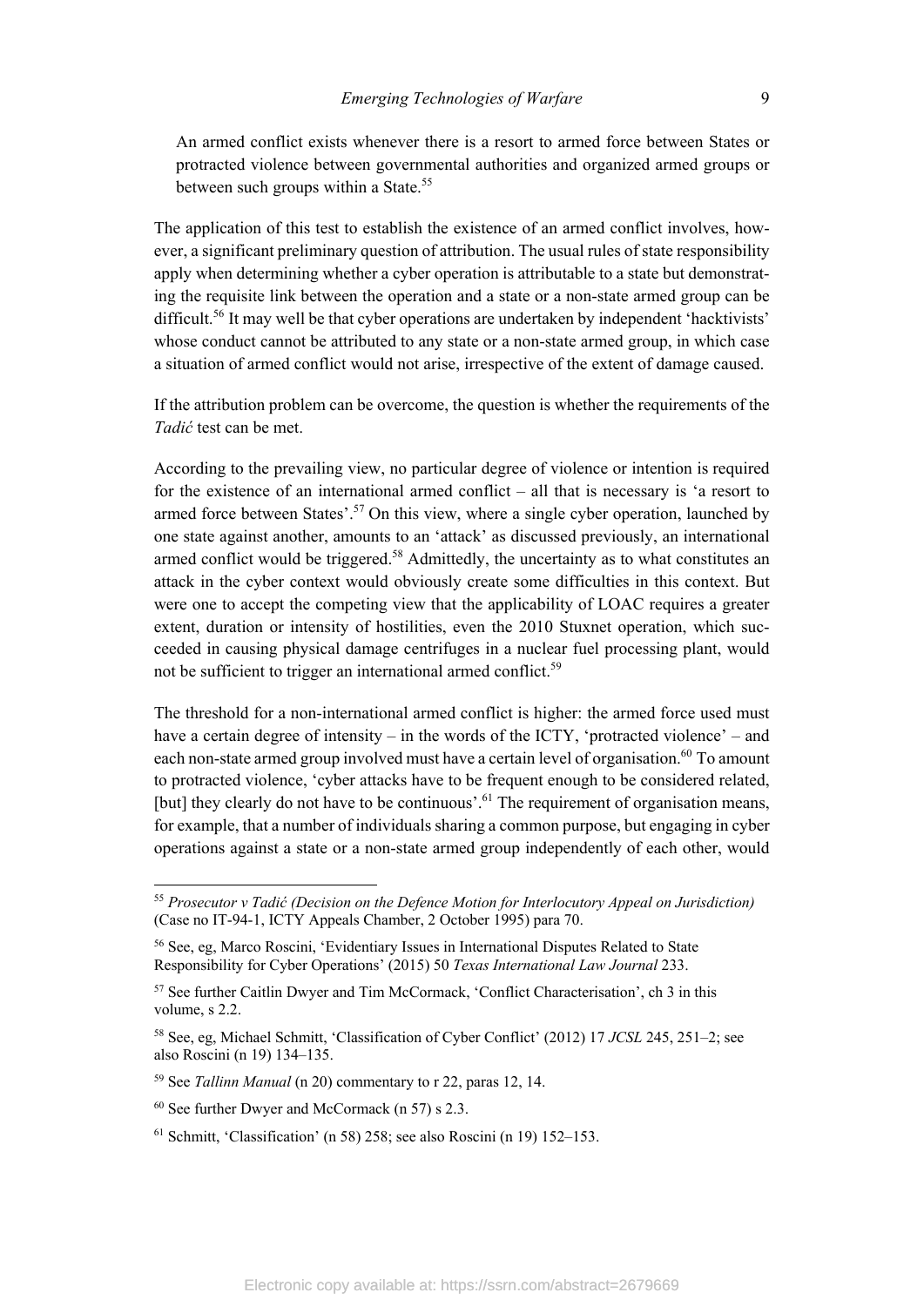> An armed conflict exists whenever there is a resort to armed force between States or protracted violence between governmental authorities and organized armed groups or between such groups within a State.[55]

The application of this test to establish the existence of an armed conflict involves, however, a significant preliminary question of attribution. The usual rules of state responsibility apply when determining whether a cyber operation is attributable to a state but demonstrating the requisite link between the operation and a state or a non-state armed group can be difficult.[56] It may well be that cyber operations are undertaken by independent 'hacktivists' whose conduct cannot be attributed to any state or a non-state armed group, in which case a situation of armed conflict would not arise, irrespective of the extent of damage caused.

If the attribution problem can be overcome, the question is whether the requirements of the *Tadić* test can be met.

According to the prevailing view, no particular degree of violence or intention is required for the existence of an international armed conflict – all that is necessary is 'a resort to armed force between States'.[57] On this view, where a single cyber operation, launched by one state against another, amounts to an 'attack' as discussed previously, an international armed conflict would be triggered.[58] Admittedly, the uncertainty as to what constitutes an attack in the cyber context would obviously create some difficulties in this context. But were one to accept the competing view that the applicability of LOAC requires a greater extent, duration or intensity of hostilities, even the 2010 Stuxnet operation, which succeeded in causing physical damage centrifuges in a nuclear fuel processing plant, would not be sufficient to trigger an international armed conflict.[59]

The threshold for a non-international armed conflict is higher: the armed force used must have a certain degree of intensity – in the words of the ICTY, 'protracted violence' – and each non-state armed group involved must have a certain level of organisation.[60] To amount to protracted violence, 'cyber attacks have to be frequent enough to be considered related, [but] they clearly do not have to be continuous'.[61] The requirement of organisation means, for example, that a number of individuals sharing a common purpose, but engaging in cyber operations against a state or a non-state armed group independently of each other, would

---

[55] *Prosecutor v Tadić (Decision on the Defence Motion for Interlocutory Appeal on Jurisdiction)* (Case no IT-94-1, ICTY Appeals Chamber, 2 October 1995) para 70.

[56] See, eg, Marco Roscini, 'Evidentiary Issues in International Disputes Related to State Responsibility for Cyber Operations' (2015) 50 *Texas International Law Journal* 233.

[57] See further Caitlin Dwyer and Tim McCormack, 'Conflict Characterisation', ch 3 in this volume, s 2.2.

[58] See, eg, Michael Schmitt, 'Classification of Cyber Conflict' (2012) 17 *JCSL* 245, 251–2; see also Roscini (n 19) 134–135.

[59] See *Tallinn Manual* (n 20) commentary to r 22, paras 12, 14.

[60] See further Dwyer and McCormack (n 57) s 2.3.

[61] Schmitt, 'Classification' (n 58) 258; see also Roscini (n 19) 152–153.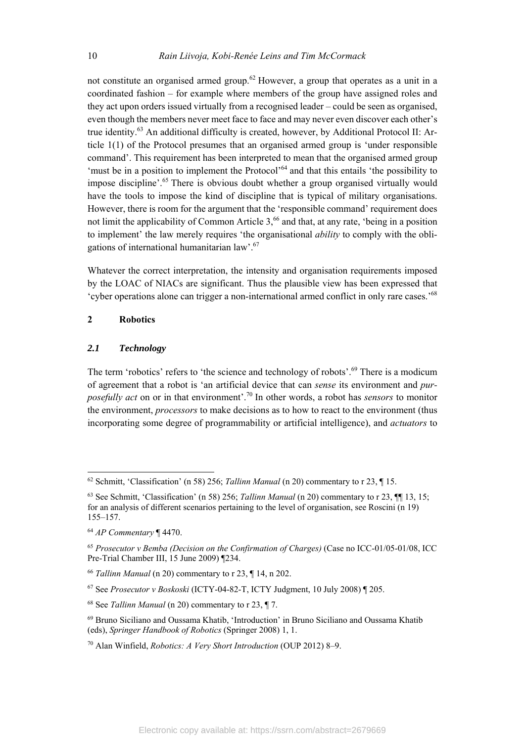not constitute an organised armed group.[62] However, a group that operates as a unit in a coordinated fashion – for example where members of the group have assigned roles and they act upon orders issued virtually from a recognised leader – could be seen as organised, even though the members never meet face to face and may never even discover each other's true identity.[63] An additional difficulty is created, however, by Additional Protocol II: Article 1(1) of the Protocol presumes that an organised armed group is 'under responsible command'. This requirement has been interpreted to mean that the organised armed group 'must be in a position to implement the Protocol'[64] and that this entails 'the possibility to impose discipline'.[65] There is obvious doubt whether a group organised virtually would have the tools to impose the kind of discipline that is typical of military organisations. However, there is room for the argument that the 'responsible command' requirement does not limit the applicability of Common Article 3,[66] and that, at any rate, 'being in a position to implement' the law merely requires 'the organisational *ability* to comply with the obligations of international humanitarian law'.[67]

Whatever the correct interpretation, the intensity and organisation requirements imposed by the LOAC of NIACs are significant. Thus the plausible view has been expressed that 'cyber operations alone can trigger a non-international armed conflict in only rare cases.'[68]

## 2 Robotics

### *2.1 Technology*

The term 'robotics' refers to 'the science and technology of robots'.[69] There is a modicum of agreement that a robot is 'an artificial device that can *sense* its environment and *purposefully act* on or in that environment'.[70] In other words, a robot has *sensors* to monitor the environment, *processors* to make decisions as to how to react to the environment (thus incorporating some degree of programmability or artificial intelligence), and *actuators* to

---

[62] Schmitt, 'Classification' (n 58) 256; *Tallinn Manual* (n 20) commentary to r 23, ¶ 15.

[63] See Schmitt, 'Classification' (n 58) 256; *Tallinn Manual* (n 20) commentary to r 23, ¶¶ 13, 15; for an analysis of different scenarios pertaining to the level of organisation, see Roscini (n 19) 155–157.

[64] *AP Commentary* ¶ 4470.

[65] *Prosecutor v Bemba (Decision on the Confirmation of Charges)* (Case no ICC-01/05-01/08, ICC Pre-Trial Chamber III, 15 June 2009) ¶234.

[66] *Tallinn Manual* (n 20) commentary to r 23, ¶ 14, n 202.

[67] See *Prosecutor v Boskoski* (ICTY-04-82-T, ICTY Judgment, 10 July 2008) ¶ 205.

[68] See *Tallinn Manual* (n 20) commentary to r 23, ¶ 7.

[69] Bruno Siciliano and Oussama Khatib, 'Introduction' in Bruno Siciliano and Oussama Khatib (eds), *Springer Handbook of Robotics* (Springer 2008) 1, 1.

[70] Alan Winfield, *Robotics: A Very Short Introduction* (OUP 2012) 8–9.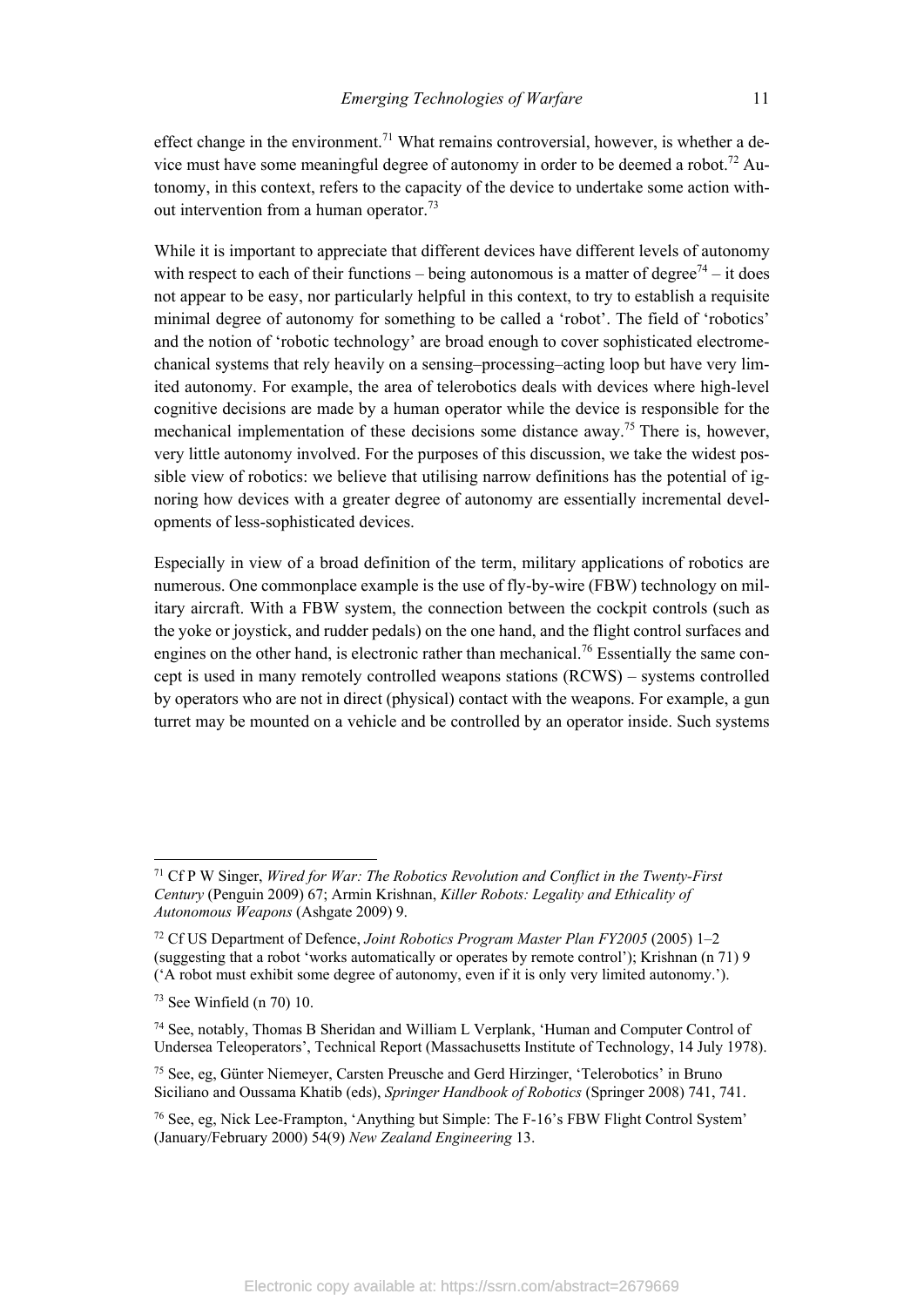effect change in the environment.[71] What remains controversial, however, is whether a device must have some meaningful degree of autonomy in order to be deemed a robot.[72] Autonomy, in this context, refers to the capacity of the device to undertake some action without intervention from a human operator.[73]

While it is important to appreciate that different devices have different levels of autonomy with respect to each of their functions – being autonomous is a matter of degree[74] – it does not appear to be easy, nor particularly helpful in this context, to try to establish a requisite minimal degree of autonomy for something to be called a 'robot'. The field of 'robotics' and the notion of 'robotic technology' are broad enough to cover sophisticated electromechanical systems that rely heavily on a sensing–processing–acting loop but have very limited autonomy. For example, the area of telerobotics deals with devices where high-level cognitive decisions are made by a human operator while the device is responsible for the mechanical implementation of these decisions some distance away.[75] There is, however, very little autonomy involved. For the purposes of this discussion, we take the widest possible view of robotics: we believe that utilising narrow definitions has the potential of ignoring how devices with a greater degree of autonomy are essentially incremental developments of less-sophisticated devices.

Especially in view of a broad definition of the term, military applications of robotics are numerous. One commonplace example is the use of fly-by-wire (FBW) technology on military aircraft. With a FBW system, the connection between the cockpit controls (such as the yoke or joystick, and rudder pedals) on the one hand, and the flight control surfaces and engines on the other hand, is electronic rather than mechanical.[76] Essentially the same concept is used in many remotely controlled weapons stations (RCWS) – systems controlled by operators who are not in direct (physical) contact with the weapons. For example, a gun turret may be mounted on a vehicle and be controlled by an operator inside. Such systems

---

[71] Cf P W Singer, *Wired for War: The Robotics Revolution and Conflict in the Twenty-First Century* (Penguin 2009) 67; Armin Krishnan, *Killer Robots: Legality and Ethicality of Autonomous Weapons* (Ashgate 2009) 9.

[72] Cf US Department of Defence, *Joint Robotics Program Master Plan FY2005* (2005) 1–2 (suggesting that a robot 'works automatically or operates by remote control'); Krishnan (n 71) 9 ('A robot must exhibit some degree of autonomy, even if it is only very limited autonomy.').

[73] See Winfield (n 70) 10.

[74] See, notably, Thomas B Sheridan and William L Verplank, 'Human and Computer Control of Undersea Teleoperators', Technical Report (Massachusetts Institute of Technology, 14 July 1978).

[75] See, eg, Günter Niemeyer, Carsten Preusche and Gerd Hirzinger, 'Telerobotics' in Bruno Siciliano and Oussama Khatib (eds), *Springer Handbook of Robotics* (Springer 2008) 741, 741.

[76] See, eg, Nick Lee-Frampton, 'Anything but Simple: The F-16's FBW Flight Control System' (January/February 2000) 54(9) *New Zealand Engineering* 13.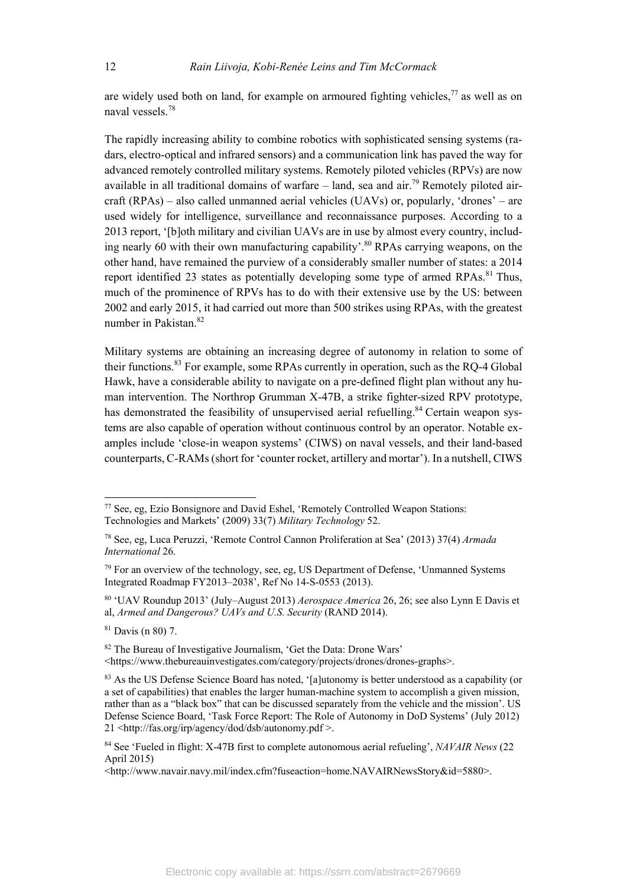are widely used both on land, for example on armoured fighting vehicles,[77] as well as on naval vessels.[78]

The rapidly increasing ability to combine robotics with sophisticated sensing systems (radars, electro-optical and infrared sensors) and a communication link has paved the way for advanced remotely controlled military systems. Remotely piloted vehicles (RPVs) are now available in all traditional domains of warfare – land, sea and air.[79] Remotely piloted aircraft (RPAs) – also called unmanned aerial vehicles (UAVs) or, popularly, 'drones' – are used widely for intelligence, surveillance and reconnaissance purposes. According to a 2013 report, '[b]oth military and civilian UAVs are in use by almost every country, including nearly 60 with their own manufacturing capability'.[80] RPAs carrying weapons, on the other hand, have remained the purview of a considerably smaller number of states: a 2014 report identified 23 states as potentially developing some type of armed RPAs.[81] Thus, much of the prominence of RPVs has to do with their extensive use by the US: between 2002 and early 2015, it had carried out more than 500 strikes using RPAs, with the greatest number in Pakistan.[82]

Military systems are obtaining an increasing degree of autonomy in relation to some of their functions.[83] For example, some RPAs currently in operation, such as the RQ-4 Global Hawk, have a considerable ability to navigate on a pre-defined flight plan without any human intervention. The Northrop Grumman X-47B, a strike fighter-sized RPV prototype, has demonstrated the feasibility of unsupervised aerial refuelling.[84] Certain weapon systems are also capable of operation without continuous control by an operator. Notable examples include 'close-in weapon systems' (CIWS) on naval vessels, and their land-based counterparts, C-RAMs (short for 'counter rocket, artillery and mortar'). In a nutshell, CIWS

---

[77] See, eg, Ezio Bonsignore and David Eshel, 'Remotely Controlled Weapon Stations: Technologies and Markets' (2009) 33(7) *Military Technology* 52.

[78] See, eg, Luca Peruzzi, 'Remote Control Cannon Proliferation at Sea' (2013) 37(4) *Armada International* 26.

[79] For an overview of the technology, see, eg, US Department of Defense, 'Unmanned Systems Integrated Roadmap FY2013–2038', Ref No 14-S-0553 (2013).

[80] 'UAV Roundup 2013' (July–August 2013) *Aerospace America* 26, 26; see also Lynn E Davis et al, *Armed and Dangerous? UAVs and U.S. Security* (RAND 2014).

[81] Davis (n 80) 7.

[82] The Bureau of Investigative Journalism, 'Get the Data: Drone Wars' <https://www.thebureauinvestigates.com/category/projects/drones/drones-graphs>.

[83] As the US Defense Science Board has noted, '[a]utonomy is better understood as a capability (or a set of capabilities) that enables the larger human-machine system to accomplish a given mission, rather than as a "black box" that can be discussed separately from the vehicle and the mission'. US Defense Science Board, 'Task Force Report: The Role of Autonomy in DoD Systems' (July 2012) 21 <http://fas.org/irp/agency/dod/dsb/autonomy.pdf >.

[84] See 'Fueled in flight: X-47B first to complete autonomous aerial refueling', *NAVAIR News* (22 April 2015) <http://www.navair.navy.mil/index.cfm?fuseaction=home.NAVAIRNewsStory&id=5880>.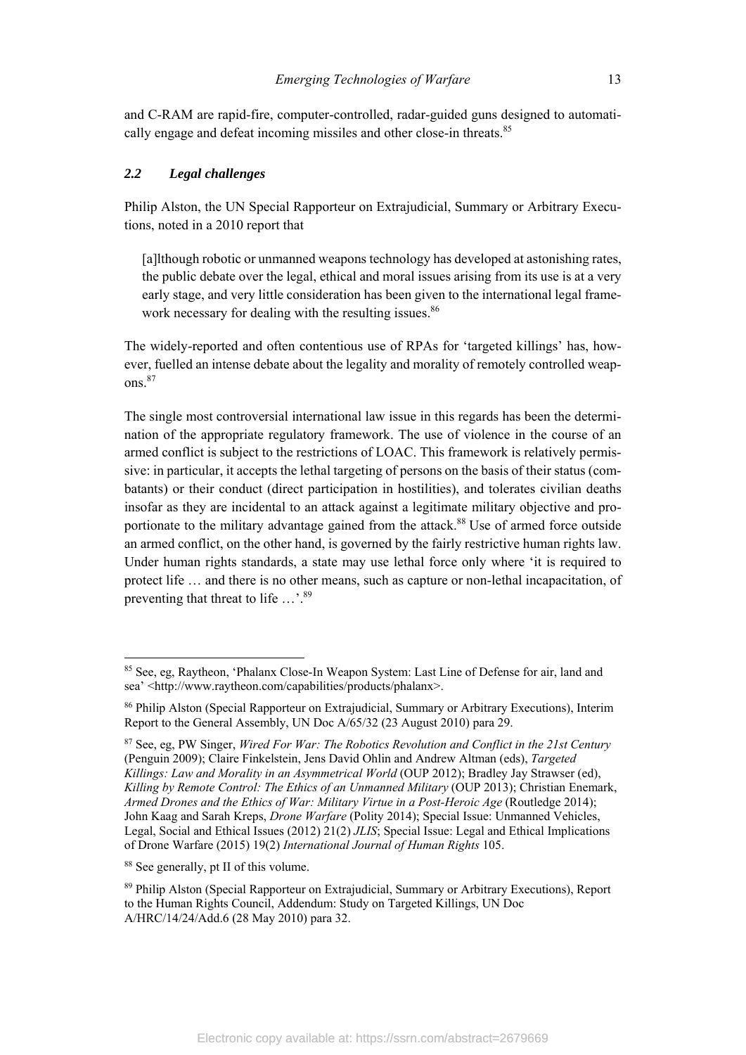and C-RAM are rapid-fire, computer-controlled, radar-guided guns designed to automatically engage and defeat incoming missiles and other close-in threats.[85]

### *2.2 Legal challenges*

Philip Alston, the UN Special Rapporteur on Extrajudicial, Summary or Arbitrary Executions, noted in a 2010 report that

> [a]lthough robotic or unmanned weapons technology has developed at astonishing rates, the public debate over the legal, ethical and moral issues arising from its use is at a very early stage, and very little consideration has been given to the international legal framework necessary for dealing with the resulting issues.[86]

The widely-reported and often contentious use of RPAs for 'targeted killings' has, however, fuelled an intense debate about the legality and morality of remotely controlled weapons.[87]

The single most controversial international law issue in this regards has been the determination of the appropriate regulatory framework. The use of violence in the course of an armed conflict is subject to the restrictions of LOAC. This framework is relatively permissive: in particular, it accepts the lethal targeting of persons on the basis of their status (combatants) or their conduct (direct participation in hostilities), and tolerates civilian deaths insofar as they are incidental to an attack against a legitimate military objective and proportionate to the military advantage gained from the attack.[88] Use of armed force outside an armed conflict, on the other hand, is governed by the fairly restrictive human rights law. Under human rights standards, a state may use lethal force only where 'it is required to protect life … and there is no other means, such as capture or non-lethal incapacitation, of preventing that threat to life …'.[89]

---

[85] See, eg, Raytheon, 'Phalanx Close-In Weapon System: Last Line of Defense for air, land and sea' <http://www.raytheon.com/capabilities/products/phalanx>.

[86] Philip Alston (Special Rapporteur on Extrajudicial, Summary or Arbitrary Executions), Interim Report to the General Assembly, UN Doc A/65/32 (23 August 2010) para 29.

[87] See, eg, PW Singer, *Wired For War: The Robotics Revolution and Conflict in the 21st Century* (Penguin 2009); Claire Finkelstein, Jens David Ohlin and Andrew Altman (eds), *Targeted Killings: Law and Morality in an Asymmetrical World* (OUP 2012); Bradley Jay Strawser (ed), *Killing by Remote Control: The Ethics of an Unmanned Military* (OUP 2013); Christian Enemark, *Armed Drones and the Ethics of War: Military Virtue in a Post-Heroic Age* (Routledge 2014); John Kaag and Sarah Kreps, *Drone Warfare* (Polity 2014); Special Issue: Unmanned Vehicles, Legal, Social and Ethical Issues (2012) 21(2) *JLIS*; Special Issue: Legal and Ethical Implications of Drone Warfare (2015) 19(2) *International Journal of Human Rights* 105.

[88] See generally, pt II of this volume.

[89] Philip Alston (Special Rapporteur on Extrajudicial, Summary or Arbitrary Executions), Report to the Human Rights Council, Addendum: Study on Targeted Killings, UN Doc A/HRC/14/24/Add.6 (28 May 2010) para 32.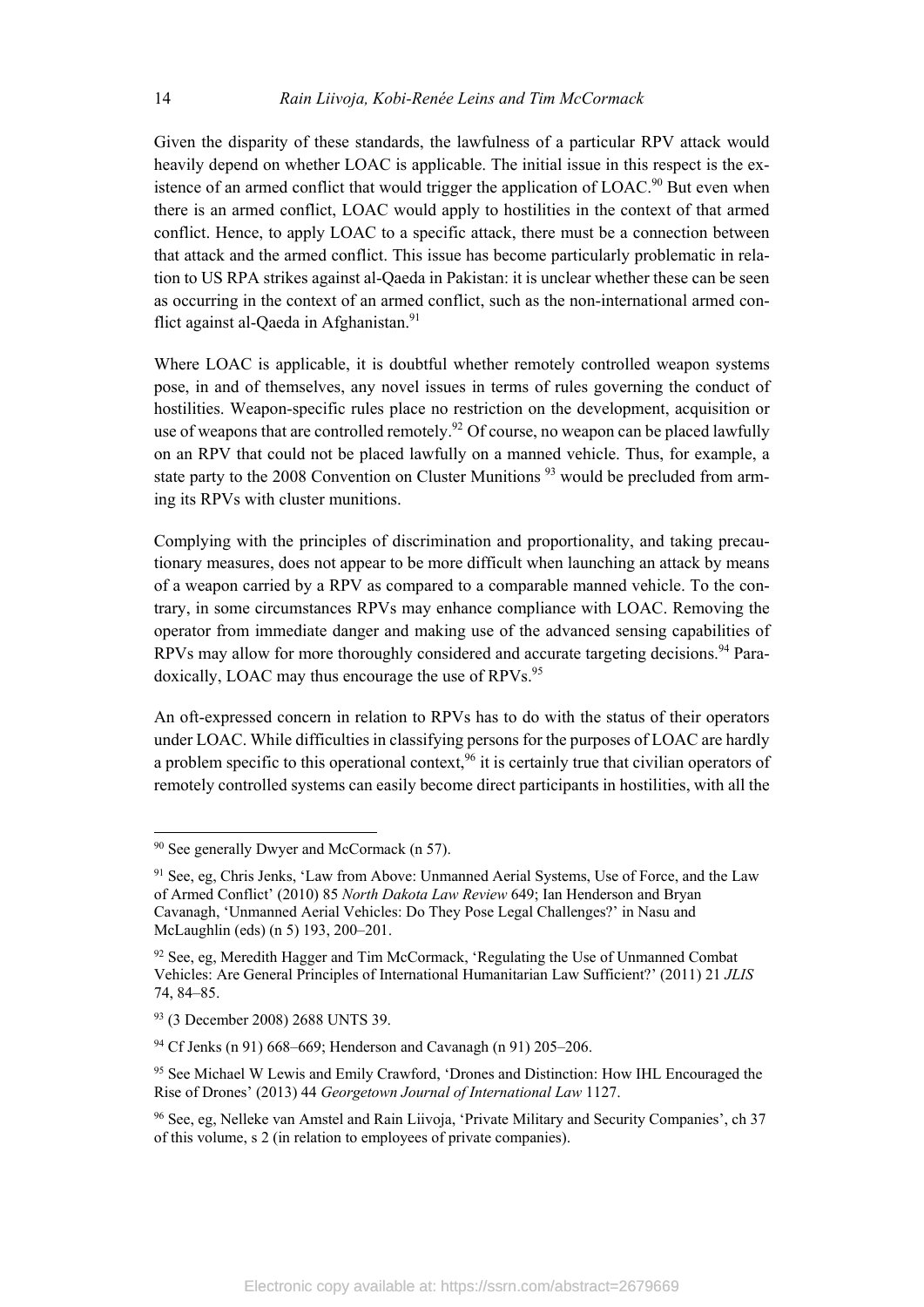Given the disparity of these standards, the lawfulness of a particular RPV attack would heavily depend on whether LOAC is applicable. The initial issue in this respect is the existence of an armed conflict that would trigger the application of LOAC.[90] But even when there is an armed conflict, LOAC would apply to hostilities in the context of that armed conflict. Hence, to apply LOAC to a specific attack, there must be a connection between that attack and the armed conflict. This issue has become particularly problematic in relation to US RPA strikes against al-Qaeda in Pakistan: it is unclear whether these can be seen as occurring in the context of an armed conflict, such as the non-international armed conflict against al-Qaeda in Afghanistan.[91]

Where LOAC is applicable, it is doubtful whether remotely controlled weapon systems pose, in and of themselves, any novel issues in terms of rules governing the conduct of hostilities. Weapon-specific rules place no restriction on the development, acquisition or use of weapons that are controlled remotely.[92] Of course, no weapon can be placed lawfully on an RPV that could not be placed lawfully on a manned vehicle. Thus, for example, a state party to the 2008 Convention on Cluster Munitions [93] would be precluded from arming its RPVs with cluster munitions.

Complying with the principles of discrimination and proportionality, and taking precautionary measures, does not appear to be more difficult when launching an attack by means of a weapon carried by a RPV as compared to a comparable manned vehicle. To the contrary, in some circumstances RPVs may enhance compliance with LOAC. Removing the operator from immediate danger and making use of the advanced sensing capabilities of RPVs may allow for more thoroughly considered and accurate targeting decisions.[94] Paradoxically, LOAC may thus encourage the use of RPVs.[95]

An oft-expressed concern in relation to RPVs has to do with the status of their operators under LOAC. While difficulties in classifying persons for the purposes of LOAC are hardly a problem specific to this operational context,[96] it is certainly true that civilian operators of remotely controlled systems can easily become direct participants in hostilities, with all the

---

[90] See generally Dwyer and McCormack (n 57).

[91] See, eg, Chris Jenks, 'Law from Above: Unmanned Aerial Systems, Use of Force, and the Law of Armed Conflict' (2010) 85 *North Dakota Law Review* 649; Ian Henderson and Bryan Cavanagh, 'Unmanned Aerial Vehicles: Do They Pose Legal Challenges?' in Nasu and McLaughlin (eds) (n 5) 193, 200–201.

[92] See, eg, Meredith Hagger and Tim McCormack, 'Regulating the Use of Unmanned Combat Vehicles: Are General Principles of International Humanitarian Law Sufficient?' (2011) 21 *JLIS* 74, 84–85.

[93] (3 December 2008) 2688 UNTS 39.

[94] Cf Jenks (n 91) 668–669; Henderson and Cavanagh (n 91) 205–206.

[95] See Michael W Lewis and Emily Crawford, 'Drones and Distinction: How IHL Encouraged the Rise of Drones' (2013) 44 *Georgetown Journal of International Law* 1127.

[96] See, eg, Nelleke van Amstel and Rain Liivoja, 'Private Military and Security Companies', ch 37 of this volume, s 2 (in relation to employees of private companies).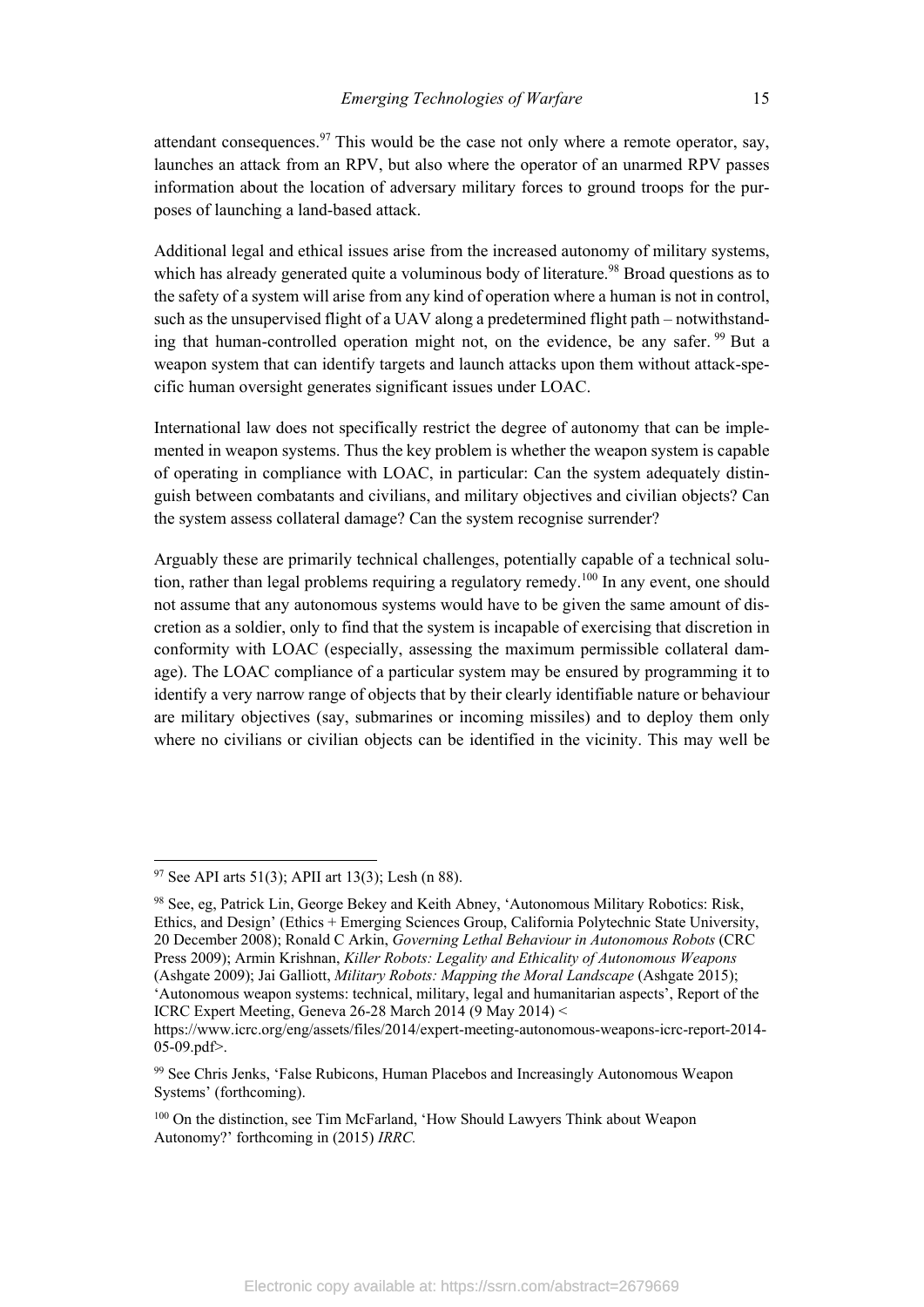attendant consequences.[97] This would be the case not only where a remote operator, say, launches an attack from an RPV, but also where the operator of an unarmed RPV passes information about the location of adversary military forces to ground troops for the purposes of launching a land-based attack.

Additional legal and ethical issues arise from the increased autonomy of military systems, which has already generated quite a voluminous body of literature.[98] Broad questions as to the safety of a system will arise from any kind of operation where a human is not in control, such as the unsupervised flight of a UAV along a predetermined flight path – notwithstanding that human-controlled operation might not, on the evidence, be any safer.[99] But a weapon system that can identify targets and launch attacks upon them without attack-specific human oversight generates significant issues under LOAC.

International law does not specifically restrict the degree of autonomy that can be implemented in weapon systems. Thus the key problem is whether the weapon system is capable of operating in compliance with LOAC, in particular: Can the system adequately distinguish between combatants and civilians, and military objectives and civilian objects? Can the system assess collateral damage? Can the system recognise surrender?

Arguably these are primarily technical challenges, potentially capable of a technical solution, rather than legal problems requiring a regulatory remedy.[100] In any event, one should not assume that any autonomous systems would have to be given the same amount of discretion as a soldier, only to find that the system is incapable of exercising that discretion in conformity with LOAC (especially, assessing the maximum permissible collateral damage). The LOAC compliance of a particular system may be ensured by programming it to identify a very narrow range of objects that by their clearly identifiable nature or behaviour are military objectives (say, submarines or incoming missiles) and to deploy them only where no civilians or civilian objects can be identified in the vicinity. This may well be

---

[97] See API arts 51(3); APII art 13(3); Lesh (n 88).

[98] See, eg, Patrick Lin, George Bekey and Keith Abney, 'Autonomous Military Robotics: Risk, Ethics, and Design' (Ethics + Emerging Sciences Group, California Polytechnic State University, 20 December 2008); Ronald C Arkin, *Governing Lethal Behaviour in Autonomous Robots* (CRC Press 2009); Armin Krishnan, *Killer Robots: Legality and Ethicality of Autonomous Weapons* (Ashgate 2009); Jai Galliott, *Military Robots: Mapping the Moral Landscape* (Ashgate 2015); 'Autonomous weapon systems: technical, military, legal and humanitarian aspects', Report of the ICRC Expert Meeting, Geneva 26-28 March 2014 (9 May 2014) < https://www.icrc.org/eng/assets/files/2014/expert-meeting-autonomous-weapons-icrc-report-2014-05-09.pdf>.

[99] See Chris Jenks, 'False Rubicons, Human Placebos and Increasingly Autonomous Weapon Systems' (forthcoming).

[100] On the distinction, see Tim McFarland, 'How Should Lawyers Think about Weapon Autonomy?' forthcoming in (2015) *IRRC.*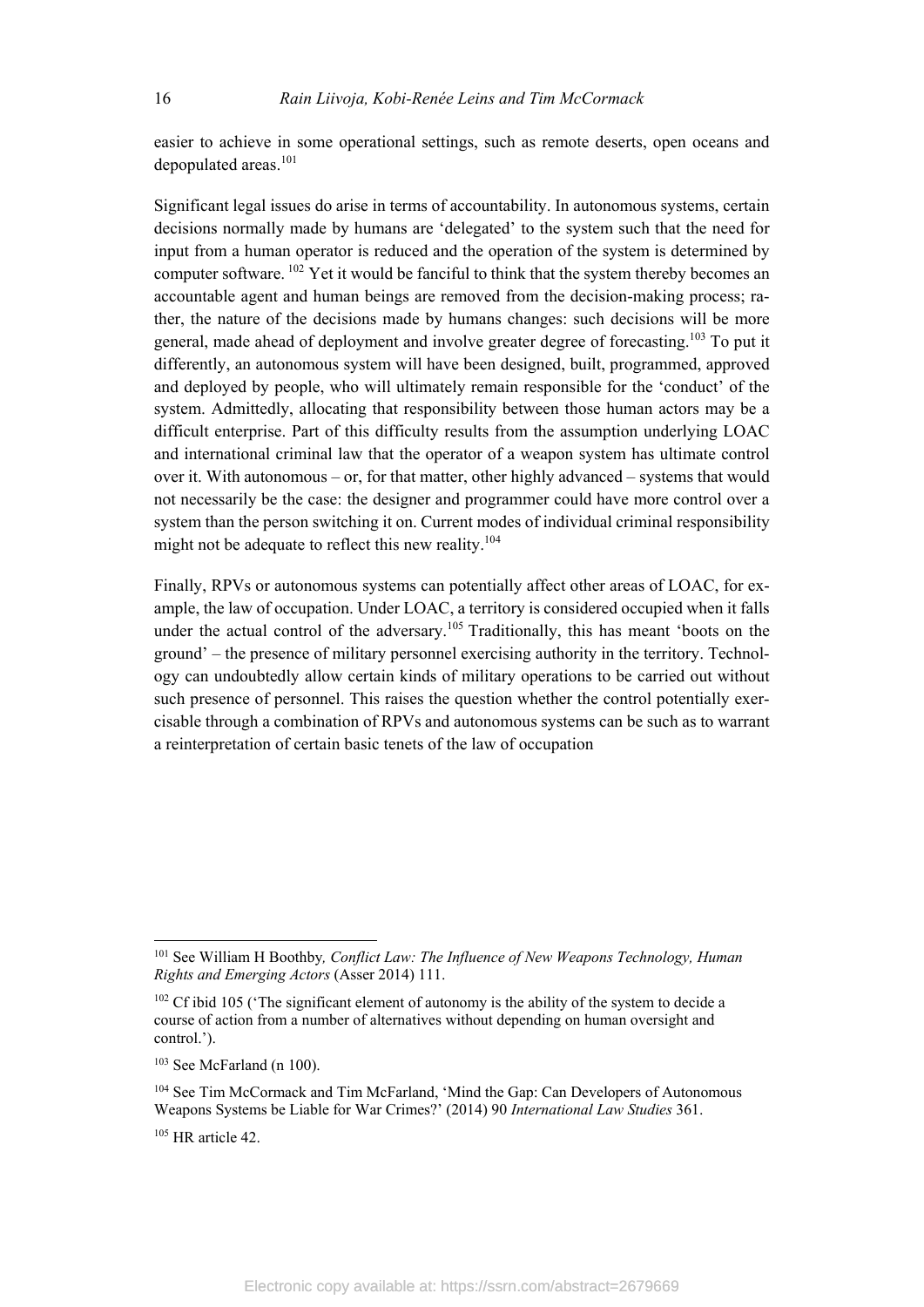easier to achieve in some operational settings, such as remote deserts, open oceans and depopulated areas.[101]

Significant legal issues do arise in terms of accountability. In autonomous systems, certain decisions normally made by humans are 'delegated' to the system such that the need for input from a human operator is reduced and the operation of the system is determined by computer software.[102] Yet it would be fanciful to think that the system thereby becomes an accountable agent and human beings are removed from the decision-making process; rather, the nature of the decisions made by humans changes: such decisions will be more general, made ahead of deployment and involve greater degree of forecasting.[103] To put it differently, an autonomous system will have been designed, built, programmed, approved and deployed by people, who will ultimately remain responsible for the 'conduct' of the system. Admittedly, allocating that responsibility between those human actors may be a difficult enterprise. Part of this difficulty results from the assumption underlying LOAC and international criminal law that the operator of a weapon system has ultimate control over it. With autonomous – or, for that matter, other highly advanced – systems that would not necessarily be the case: the designer and programmer could have more control over a system than the person switching it on. Current modes of individual criminal responsibility might not be adequate to reflect this new reality.[104]

Finally, RPVs or autonomous systems can potentially affect other areas of LOAC, for example, the law of occupation. Under LOAC, a territory is considered occupied when it falls under the actual control of the adversary.[105] Traditionally, this has meant 'boots on the ground' – the presence of military personnel exercising authority in the territory. Technology can undoubtedly allow certain kinds of military operations to be carried out without such presence of personnel. This raises the question whether the control potentially exercisable through a combination of RPVs and autonomous systems can be such as to warrant a reinterpretation of certain basic tenets of the law of occupation

---

[101] See William H Boothby, *Conflict Law: The Influence of New Weapons Technology, Human Rights and Emerging Actors* (Asser 2014) 111.

[102] Cf ibid 105 ('The significant element of autonomy is the ability of the system to decide a course of action from a number of alternatives without depending on human oversight and control.').

[103] See McFarland (n 100).

[104] See Tim McCormack and Tim McFarland, 'Mind the Gap: Can Developers of Autonomous Weapons Systems be Liable for War Crimes?' (2014) 90 *International Law Studies* 361.

[105] HR article 42.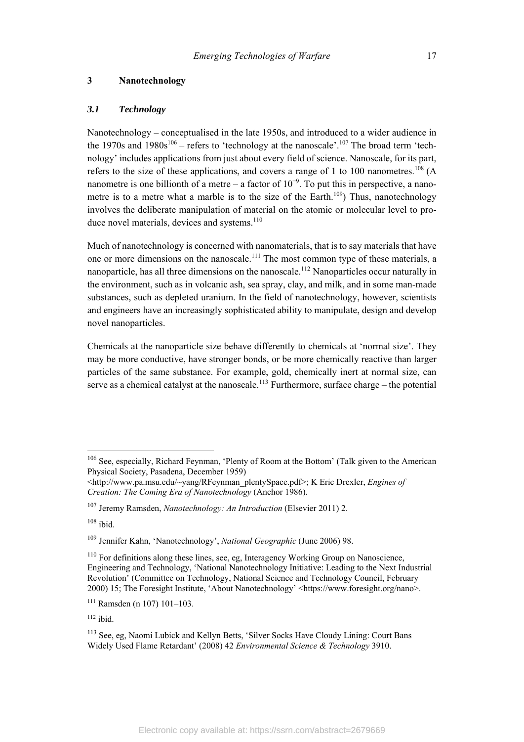## 3 Nanotechnology

### *3.1 Technology*

Nanotechnology – conceptualised in the late 1950s, and introduced to a wider audience in the 1970s and 1980s[106] – refers to 'technology at the nanoscale'.[107] The broad term 'technology' includes applications from just about every field of science. Nanoscale, for its part, refers to the size of these applications, and covers a range of 1 to 100 nanometres.[108] (A nanometre is one billionth of a metre – a factor of $10^{-9}$. To put this in perspective, a nanometre is to a metre what a marble is to the size of the Earth.[109]) Thus, nanotechnology involves the deliberate manipulation of material on the atomic or molecular level to produce novel materials, devices and systems.[110]

Much of nanotechnology is concerned with nanomaterials, that is to say materials that have one or more dimensions on the nanoscale.[111] The most common type of these materials, a nanoparticle, has all three dimensions on the nanoscale.[112] Nanoparticles occur naturally in the environment, such as in volcanic ash, sea spray, clay, and milk, and in some man-made substances, such as depleted uranium. In the field of nanotechnology, however, scientists and engineers have an increasingly sophisticated ability to manipulate, design and develop novel nanoparticles.

Chemicals at the nanoparticle size behave differently to chemicals at 'normal size'. They may be more conductive, have stronger bonds, or be more chemically reactive than larger particles of the same substance. For example, gold, chemically inert at normal size, can serve as a chemical catalyst at the nanoscale.[113] Furthermore, surface charge – the potential

---

[106] See, especially, Richard Feynman, 'Plenty of Room at the Bottom' (Talk given to the American Physical Society, Pasadena, December 1959) <http://www.pa.msu.edu/~yang/RFeynman_plentySpace.pdf>; K Eric Drexler, *Engines of Creation: The Coming Era of Nanotechnology* (Anchor 1986).

[107] Jeremy Ramsden, *Nanotechnology: An Introduction* (Elsevier 2011) 2.

[108] ibid.

[109] Jennifer Kahn, 'Nanotechnology', *National Geographic* (June 2006) 98.

[110] For definitions along these lines, see, eg, Interagency Working Group on Nanoscience, Engineering and Technology, 'National Nanotechnology Initiative: Leading to the Next Industrial Revolution' (Committee on Technology, National Science and Technology Council, February 2000) 15; The Foresight Institute, 'About Nanotechnology' <https://www.foresight.org/nano>.

[111] Ramsden (n 107) 101–103.

[112] ibid.

[113] See, eg, Naomi Lubick and Kellyn Betts, 'Silver Socks Have Cloudy Lining: Court Bans Widely Used Flame Retardant' (2008) 42 *Environmental Science & Technology* 3910.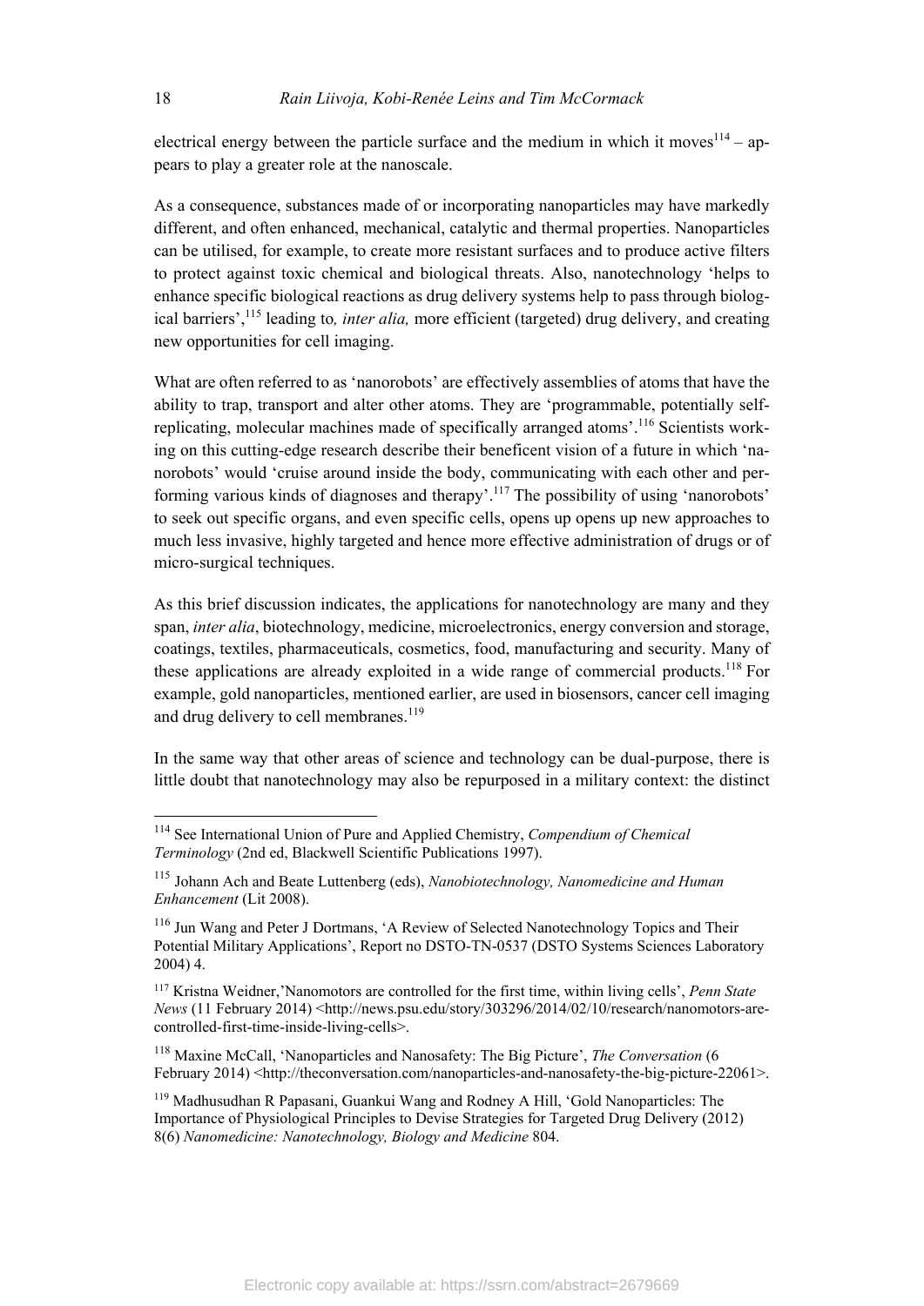electrical energy between the particle surface and the medium in which it moves[114] – appears to play a greater role at the nanoscale.

As a consequence, substances made of or incorporating nanoparticles may have markedly different, and often enhanced, mechanical, catalytic and thermal properties. Nanoparticles can be utilised, for example, to create more resistant surfaces and to produce active filters to protect against toxic chemical and biological threats. Also, nanotechnology 'helps to enhance specific biological reactions as drug delivery systems help to pass through biological barriers',[115] leading to*, inter alia,* more efficient (targeted) drug delivery, and creating new opportunities for cell imaging.

What are often referred to as 'nanorobots' are effectively assemblies of atoms that have the ability to trap, transport and alter other atoms. They are 'programmable, potentially self-replicating, molecular machines made of specifically arranged atoms'.[116] Scientists working on this cutting-edge research describe their beneficent vision of a future in which 'nanorobots' would 'cruise around inside the body, communicating with each other and performing various kinds of diagnoses and therapy'.[117] The possibility of using 'nanorobots' to seek out specific organs, and even specific cells, opens up opens up new approaches to much less invasive, highly targeted and hence more effective administration of drugs or of micro-surgical techniques.

As this brief discussion indicates, the applications for nanotechnology are many and they span, *inter alia*, biotechnology, medicine, microelectronics, energy conversion and storage, coatings, textiles, pharmaceuticals, cosmetics, food, manufacturing and security. Many of these applications are already exploited in a wide range of commercial products.[118] For example, gold nanoparticles, mentioned earlier, are used in biosensors, cancer cell imaging and drug delivery to cell membranes.[119]

In the same way that other areas of science and technology can be dual-purpose, there is little doubt that nanotechnology may also be repurposed in a military context: the distinct

---

[114] See International Union of Pure and Applied Chemistry, *Compendium of Chemical Terminology* (2nd ed, Blackwell Scientific Publications 1997).

[115] Johann Ach and Beate Luttenberg (eds), *Nanobiotechnology, Nanomedicine and Human Enhancement* (Lit 2008).

[116] Jun Wang and Peter J Dortmans, 'A Review of Selected Nanotechnology Topics and Their Potential Military Applications', Report no DSTO-TN-0537 (DSTO Systems Sciences Laboratory 2004) 4.

[117] Kristna Weidner,'Nanomotors are controlled for the first time, within living cells', *Penn State News* (11 February 2014) <http://news.psu.edu/story/303296/2014/02/10/research/nanomotors-are-controlled-first-time-inside-living-cells>.

[118] Maxine McCall, 'Nanoparticles and Nanosafety: The Big Picture', *The Conversation* (6 February 2014) <http://theconversation.com/nanoparticles-and-nanosafety-the-big-picture-22061>.

[119] Madhusudhan R Papasani, Guankui Wang and Rodney A Hill, 'Gold Nanoparticles: The Importance of Physiological Principles to Devise Strategies for Targeted Drug Delivery (2012) 8(6) *Nanomedicine: Nanotechnology, Biology and Medicine* 804.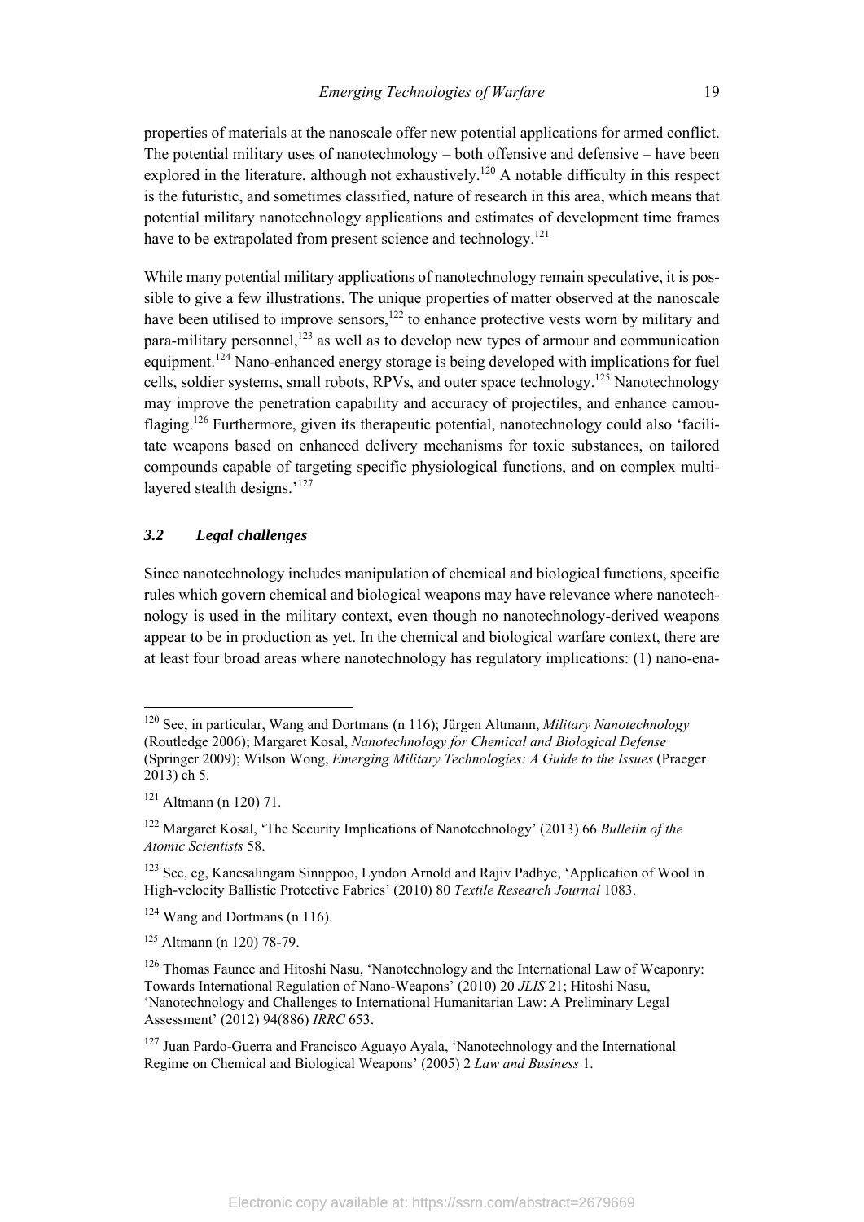properties of materials at the nanoscale offer new potential applications for armed conflict. The potential military uses of nanotechnology – both offensive and defensive – have been explored in the literature, although not exhaustively.[120] A notable difficulty in this respect is the futuristic, and sometimes classified, nature of research in this area, which means that potential military nanotechnology applications and estimates of development time frames have to be extrapolated from present science and technology.[121]

While many potential military applications of nanotechnology remain speculative, it is possible to give a few illustrations. The unique properties of matter observed at the nanoscale have been utilised to improve sensors,[122] to enhance protective vests worn by military and para-military personnel,[123] as well as to develop new types of armour and communication equipment.[124] Nano-enhanced energy storage is being developed with implications for fuel cells, soldier systems, small robots, RPVs, and outer space technology.[125] Nanotechnology may improve the penetration capability and accuracy of projectiles, and enhance camouflaging.[126] Furthermore, given its therapeutic potential, nanotechnology could also 'facilitate weapons based on enhanced delivery mechanisms for toxic substances, on tailored compounds capable of targeting specific physiological functions, and on complex multi-layered stealth designs.'[127]

### *3.2 Legal challenges*

Since nanotechnology includes manipulation of chemical and biological functions, specific rules which govern chemical and biological weapons may have relevance where nanotechnology is used in the military context, even though no nanotechnology-derived weapons appear to be in production as yet. In the chemical and biological warfare context, there are at least four broad areas where nanotechnology has regulatory implications: (1) nano-ena-

---

[120] See, in particular, Wang and Dortmans (n 116); Jürgen Altmann, *Military Nanotechnology* (Routledge 2006); Margaret Kosal, *Nanotechnology for Chemical and Biological Defense* (Springer 2009); Wilson Wong, *Emerging Military Technologies: A Guide to the Issues* (Praeger 2013) ch 5.

[121] Altmann (n 120) 71.

[122] Margaret Kosal, 'The Security Implications of Nanotechnology' (2013) 66 *Bulletin of the Atomic Scientists* 58.

[123] See, eg, Kanesalingam Sinnppoo, Lyndon Arnold and Rajiv Padhye, 'Application of Wool in High-velocity Ballistic Protective Fabrics' (2010) 80 *Textile Research Journal* 1083.

[124] Wang and Dortmans (n 116).

[125] Altmann (n 120) 78-79.

[126] Thomas Faunce and Hitoshi Nasu, 'Nanotechnology and the International Law of Weaponry: Towards International Regulation of Nano-Weapons' (2010) 20 *JLIS* 21; Hitoshi Nasu, 'Nanotechnology and Challenges to International Humanitarian Law: A Preliminary Legal Assessment' (2012) 94(886) *IRRC* 653.

[127] Juan Pardo-Guerra and Francisco Aguayo Ayala, 'Nanotechnology and the International Regime on Chemical and Biological Weapons' (2005) 2 *Law and Business* 1.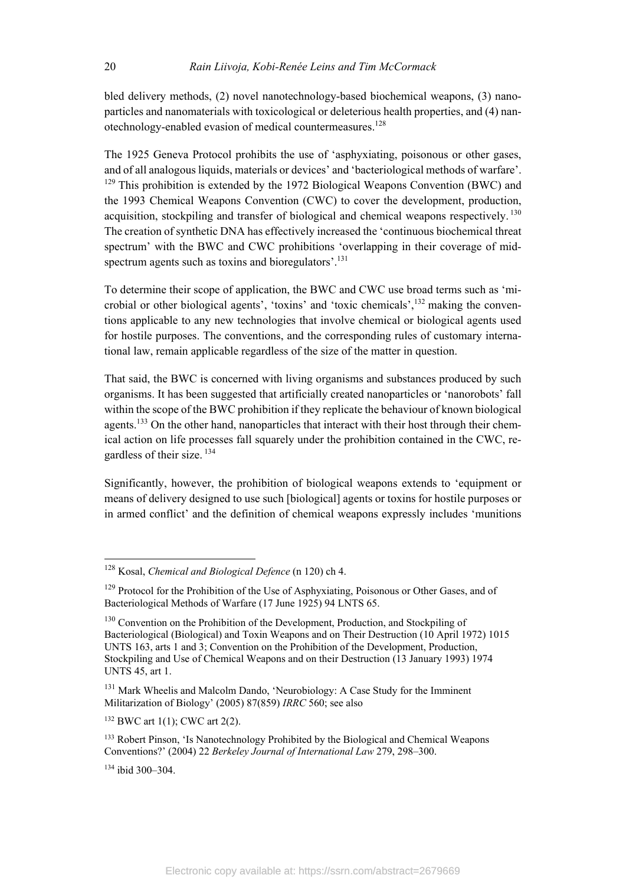bled delivery methods, (2) novel nanotechnology-based biochemical weapons, (3) nanoparticles and nanomaterials with toxicological or deleterious health properties, and (4) nanotechnology-enabled evasion of medical countermeasures.[128]

The 1925 Geneva Protocol prohibits the use of 'asphyxiating, poisonous or other gases, and of all analogous liquids, materials or devices' and 'bacteriological methods of warfare'.[129] This prohibition is extended by the 1972 Biological Weapons Convention (BWC) and the 1993 Chemical Weapons Convention (CWC) to cover the development, production, acquisition, stockpiling and transfer of biological and chemical weapons respectively.[130] The creation of synthetic DNA has effectively increased the 'continuous biochemical threat spectrum' with the BWC and CWC prohibitions 'overlapping in their coverage of mid-spectrum agents such as toxins and bioregulators'.[131]

To determine their scope of application, the BWC and CWC use broad terms such as 'microbial or other biological agents', 'toxins' and 'toxic chemicals',[132] making the conventions applicable to any new technologies that involve chemical or biological agents used for hostile purposes. The conventions, and the corresponding rules of customary international law, remain applicable regardless of the size of the matter in question.

That said, the BWC is concerned with living organisms and substances produced by such organisms. It has been suggested that artificially created nanoparticles or 'nanorobots' fall within the scope of the BWC prohibition if they replicate the behaviour of known biological agents.[133] On the other hand, nanoparticles that interact with their host through their chemical action on life processes fall squarely under the prohibition contained in the CWC, regardless of their size.[134]

Significantly, however, the prohibition of biological weapons extends to 'equipment or means of delivery designed to use such [biological] agents or toxins for hostile purposes or in armed conflict' and the definition of chemical weapons expressly includes 'munitions

---

[128] Kosal, *Chemical and Biological Defence* (n 120) ch 4.

[129] Protocol for the Prohibition of the Use of Asphyxiating, Poisonous or Other Gases, and of Bacteriological Methods of Warfare (17 June 1925) 94 LNTS 65.

[130] Convention on the Prohibition of the Development, Production, and Stockpiling of Bacteriological (Biological) and Toxin Weapons and on Their Destruction (10 April 1972) 1015 UNTS 163, arts 1 and 3; Convention on the Prohibition of the Development, Production, Stockpiling and Use of Chemical Weapons and on their Destruction (13 January 1993) 1974 UNTS 45, art 1.

[131] Mark Wheelis and Malcolm Dando, 'Neurobiology: A Case Study for the Imminent Militarization of Biology' (2005) 87(859) *IRRC* 560; see also

[132] BWC art 1(1); CWC art 2(2).

[133] Robert Pinson, 'Is Nanotechnology Prohibited by the Biological and Chemical Weapons Conventions?' (2004) 22 *Berkeley Journal of International Law* 279, 298–300.

[134] ibid 300–304.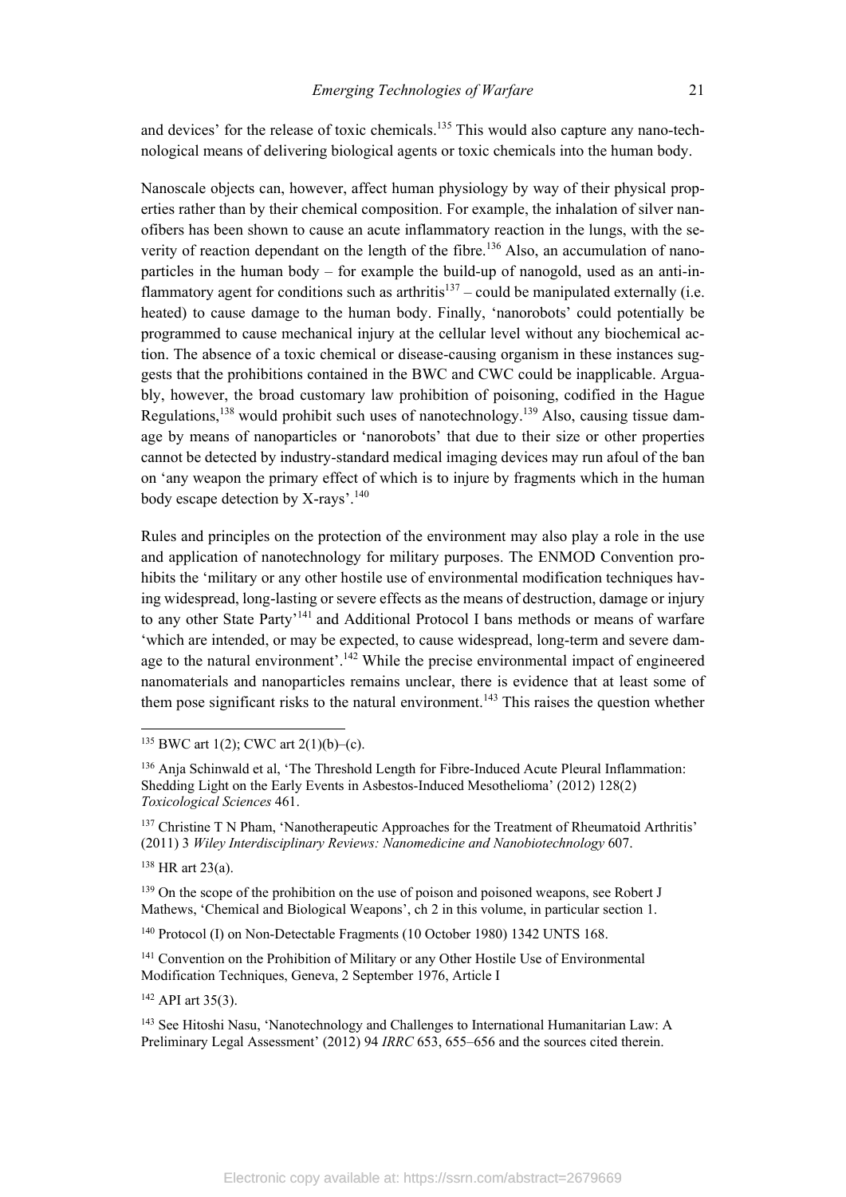and devices' for the release of toxic chemicals.[135] This would also capture any nano-technological means of delivering biological agents or toxic chemicals into the human body.

Nanoscale objects can, however, affect human physiology by way of their physical properties rather than by their chemical composition. For example, the inhalation of silver nanofibers has been shown to cause an acute inflammatory reaction in the lungs, with the severity of reaction dependant on the length of the fibre.[136] Also, an accumulation of nanoparticles in the human body – for example the build-up of nanogold, used as an anti-inflammatory agent for conditions such as arthritis[137] – could be manipulated externally (i.e. heated) to cause damage to the human body. Finally, 'nanorobots' could potentially be programmed to cause mechanical injury at the cellular level without any biochemical action. The absence of a toxic chemical or disease-causing organism in these instances suggests that the prohibitions contained in the BWC and CWC could be inapplicable. Arguably, however, the broad customary law prohibition of poisoning, codified in the Hague Regulations,[138] would prohibit such uses of nanotechnology.[139] Also, causing tissue damage by means of nanoparticles or 'nanorobots' that due to their size or other properties cannot be detected by industry-standard medical imaging devices may run afoul of the ban on 'any weapon the primary effect of which is to injure by fragments which in the human body escape detection by X-rays'.[140]

Rules and principles on the protection of the environment may also play a role in the use and application of nanotechnology for military purposes. The ENMOD Convention prohibits the 'military or any other hostile use of environmental modification techniques having widespread, long-lasting or severe effects as the means of destruction, damage or injury to any other State Party'[141] and Additional Protocol I bans methods or means of warfare 'which are intended, or may be expected, to cause widespread, long-term and severe damage to the natural environment'.[142] While the precise environmental impact of engineered nanomaterials and nanoparticles remains unclear, there is evidence that at least some of them pose significant risks to the natural environment.[143] This raises the question whether

---

[135] BWC art 1(2); CWC art 2(1)(b)–(c).

[136] Anja Schinwald et al, 'The Threshold Length for Fibre-Induced Acute Pleural Inflammation: Shedding Light on the Early Events in Asbestos-Induced Mesothelioma' (2012) 128(2) *Toxicological Sciences* 461.

[137] Christine T N Pham, 'Nanotherapeutic Approaches for the Treatment of Rheumatoid Arthritis' (2011) 3 *Wiley Interdisciplinary Reviews: Nanomedicine and Nanobiotechnology* 607.

[138] HR art 23(a).

[139] On the scope of the prohibition on the use of poison and poisoned weapons, see Robert J Mathews, 'Chemical and Biological Weapons', ch 2 in this volume, in particular section 1.

[140] Protocol (I) on Non-Detectable Fragments (10 October 1980) 1342 UNTS 168.

[141] Convention on the Prohibition of Military or any Other Hostile Use of Environmental Modification Techniques, Geneva, 2 September 1976, Article I

[142] API art 35(3).

[143] See Hitoshi Nasu, 'Nanotechnology and Challenges to International Humanitarian Law: A Preliminary Legal Assessment' (2012) 94 *IRRC* 653, 655–656 and the sources cited therein.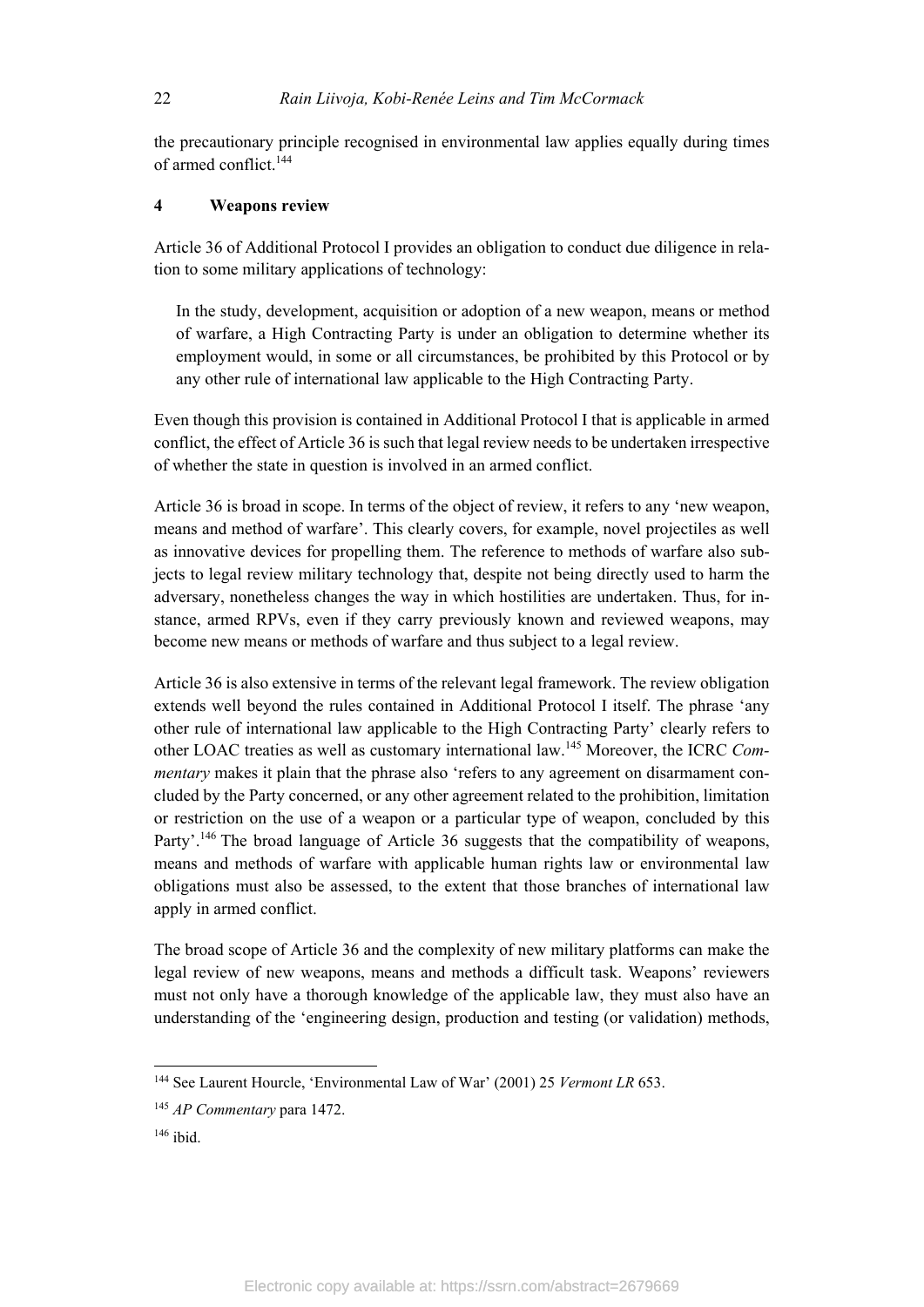the precautionary principle recognised in environmental law applies equally during times of armed conflict.[144]

## 4 Weapons review

Article 36 of Additional Protocol I provides an obligation to conduct due diligence in relation to some military applications of technology:

> In the study, development, acquisition or adoption of a new weapon, means or method of warfare, a High Contracting Party is under an obligation to determine whether its employment would, in some or all circumstances, be prohibited by this Protocol or by any other rule of international law applicable to the High Contracting Party.

Even though this provision is contained in Additional Protocol I that is applicable in armed conflict, the effect of Article 36 is such that legal review needs to be undertaken irrespective of whether the state in question is involved in an armed conflict.

Article 36 is broad in scope. In terms of the object of review, it refers to any 'new weapon, means and method of warfare'. This clearly covers, for example, novel projectiles as well as innovative devices for propelling them. The reference to methods of warfare also subjects to legal review military technology that, despite not being directly used to harm the adversary, nonetheless changes the way in which hostilities are undertaken. Thus, for instance, armed RPVs, even if they carry previously known and reviewed weapons, may become new means or methods of warfare and thus subject to a legal review.

Article 36 is also extensive in terms of the relevant legal framework. The review obligation extends well beyond the rules contained in Additional Protocol I itself. The phrase 'any other rule of international law applicable to the High Contracting Party' clearly refers to other LOAC treaties as well as customary international law.[145] Moreover, the ICRC *Commentary* makes it plain that the phrase also 'refers to any agreement on disarmament concluded by the Party concerned, or any other agreement related to the prohibition, limitation or restriction on the use of a weapon or a particular type of weapon, concluded by this Party'.[146] The broad language of Article 36 suggests that the compatibility of weapons, means and methods of warfare with applicable human rights law or environmental law obligations must also be assessed, to the extent that those branches of international law apply in armed conflict.

The broad scope of Article 36 and the complexity of new military platforms can make the legal review of new weapons, means and methods a difficult task. Weapons' reviewers must not only have a thorough knowledge of the applicable law, they must also have an understanding of the 'engineering design, production and testing (or validation) methods,

---

[144] See Laurent Hourcle, 'Environmental Law of War' (2001) 25 *Vermont LR* 653.

[145] *AP Commentary* para 1472.

[146] ibid.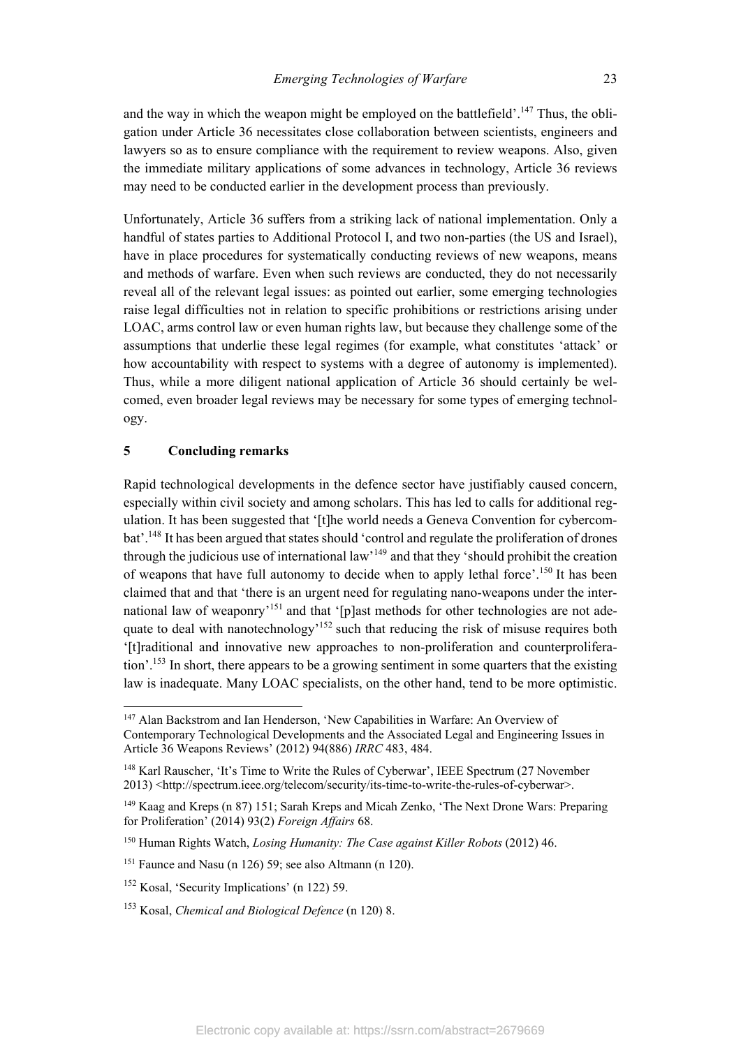and the way in which the weapon might be employed on the battlefield'.[147] Thus, the obligation under Article 36 necessitates close collaboration between scientists, engineers and lawyers so as to ensure compliance with the requirement to review weapons. Also, given the immediate military applications of some advances in technology, Article 36 reviews may need to be conducted earlier in the development process than previously.

Unfortunately, Article 36 suffers from a striking lack of national implementation. Only a handful of states parties to Additional Protocol I, and two non-parties (the US and Israel), have in place procedures for systematically conducting reviews of new weapons, means and methods of warfare. Even when such reviews are conducted, they do not necessarily reveal all of the relevant legal issues: as pointed out earlier, some emerging technologies raise legal difficulties not in relation to specific prohibitions or restrictions arising under LOAC, arms control law or even human rights law, but because they challenge some of the assumptions that underlie these legal regimes (for example, what constitutes 'attack' or how accountability with respect to systems with a degree of autonomy is implemented). Thus, while a more diligent national application of Article 36 should certainly be welcomed, even broader legal reviews may be necessary for some types of emerging technology.

## 5 Concluding remarks

Rapid technological developments in the defence sector have justifiably caused concern, especially within civil society and among scholars. This has led to calls for additional regulation. It has been suggested that '[t]he world needs a Geneva Convention for cybercombat'.[148] It has been argued that states should 'control and regulate the proliferation of drones through the judicious use of international law'[149] and that they 'should prohibit the creation of weapons that have full autonomy to decide when to apply lethal force'.[150] It has been claimed that and that 'there is an urgent need for regulating nano-weapons under the international law of weaponry'[151] and that '[p]ast methods for other technologies are not adequate to deal with nanotechnology'[152] such that reducing the risk of misuse requires both '[t]raditional and innovative new approaches to non-proliferation and counterproliferation'.[153] In short, there appears to be a growing sentiment in some quarters that the existing law is inadequate. Many LOAC specialists, on the other hand, tend to be more optimistic.

---

[147] Alan Backstrom and Ian Henderson, 'New Capabilities in Warfare: An Overview of Contemporary Technological Developments and the Associated Legal and Engineering Issues in Article 36 Weapons Reviews' (2012) 94(886) *IRRC* 483, 484.

[148] Karl Rauscher, 'It's Time to Write the Rules of Cyberwar', IEEE Spectrum (27 November 2013) <http://spectrum.ieee.org/telecom/security/its-time-to-write-the-rules-of-cyberwar>.

[149] Kaag and Kreps (n 87) 151; Sarah Kreps and Micah Zenko, 'The Next Drone Wars: Preparing for Proliferation' (2014) 93(2) *Foreign Affairs* 68.

[150] Human Rights Watch, *Losing Humanity: The Case against Killer Robots* (2012) 46.

[151] Faunce and Nasu (n 126) 59; see also Altmann (n 120).

[152] Kosal, 'Security Implications' (n 122) 59.

[153] Kosal, *Chemical and Biological Defence* (n 120) 8.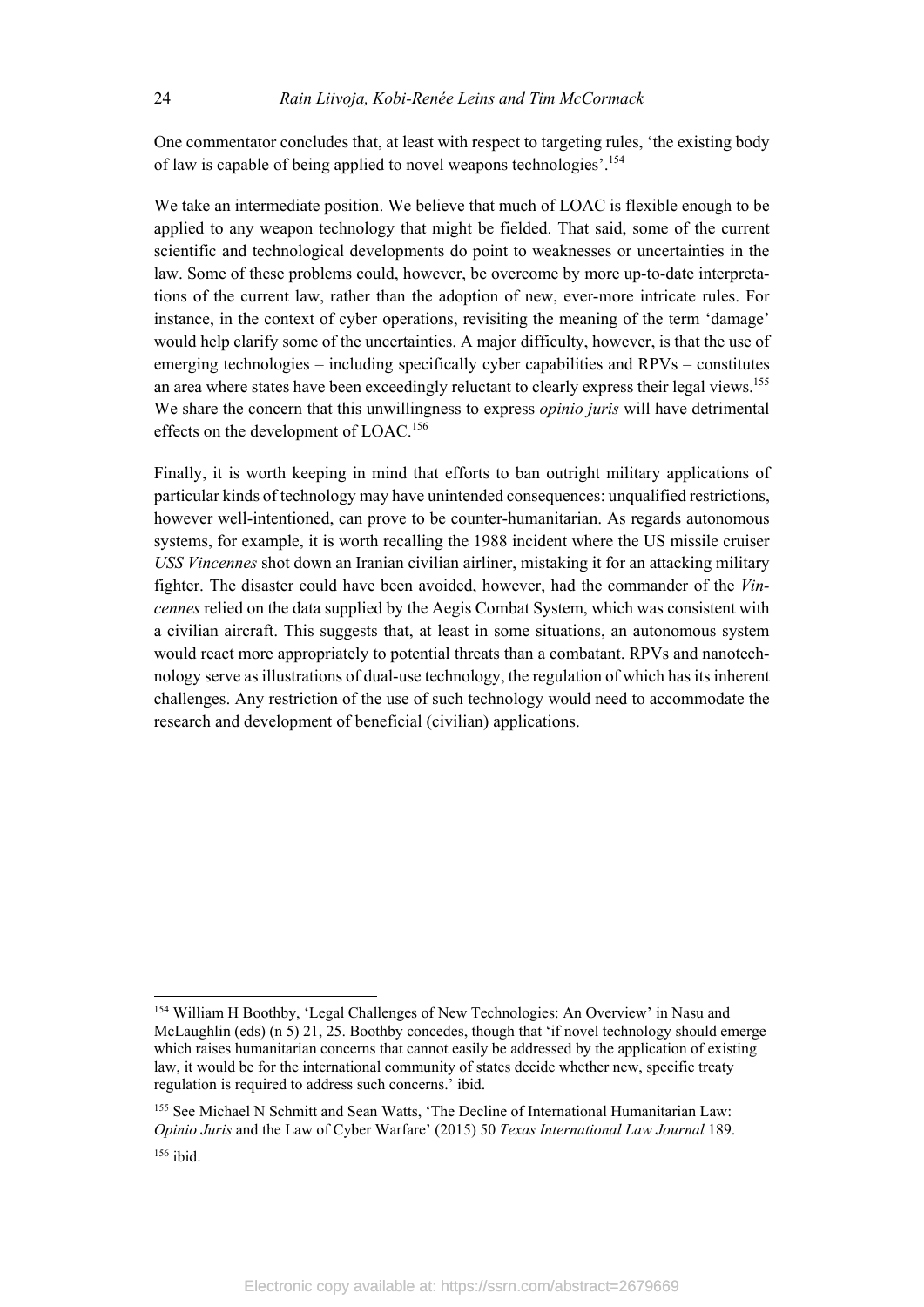One commentator concludes that, at least with respect to targeting rules, 'the existing body of law is capable of being applied to novel weapons technologies'.[154]

We take an intermediate position. We believe that much of LOAC is flexible enough to be applied to any weapon technology that might be fielded. That said, some of the current scientific and technological developments do point to weaknesses or uncertainties in the law. Some of these problems could, however, be overcome by more up-to-date interpretations of the current law, rather than the adoption of new, ever-more intricate rules. For instance, in the context of cyber operations, revisiting the meaning of the term 'damage' would help clarify some of the uncertainties. A major difficulty, however, is that the use of emerging technologies – including specifically cyber capabilities and RPVs – constitutes an area where states have been exceedingly reluctant to clearly express their legal views.[155] We share the concern that this unwillingness to express *opinio juris* will have detrimental effects on the development of LOAC.[156]

Finally, it is worth keeping in mind that efforts to ban outright military applications of particular kinds of technology may have unintended consequences: unqualified restrictions, however well-intentioned, can prove to be counter-humanitarian. As regards autonomous systems, for example, it is worth recalling the 1988 incident where the US missile cruiser *USS Vincennes* shot down an Iranian civilian airliner, mistaking it for an attacking military fighter. The disaster could have been avoided, however, had the commander of the *Vincennes* relied on the data supplied by the Aegis Combat System, which was consistent with a civilian aircraft. This suggests that, at least in some situations, an autonomous system would react more appropriately to potential threats than a combatant. RPVs and nanotechnology serve as illustrations of dual-use technology, the regulation of which has its inherent challenges. Any restriction of the use of such technology would need to accommodate the research and development of beneficial (civilian) applications.

---

[154] William H Boothby, 'Legal Challenges of New Technologies: An Overview' in Nasu and McLaughlin (eds) (n 5) 21, 25. Boothby concedes, though that 'if novel technology should emerge which raises humanitarian concerns that cannot easily be addressed by the application of existing law, it would be for the international community of states decide whether new, specific treaty regulation is required to address such concerns.' ibid.

[155] See Michael N Schmitt and Sean Watts, 'The Decline of International Humanitarian Law: *Opinio Juris* and the Law of Cyber Warfare' (2015) 50 *Texas International Law Journal* 189.

[156] ibid.